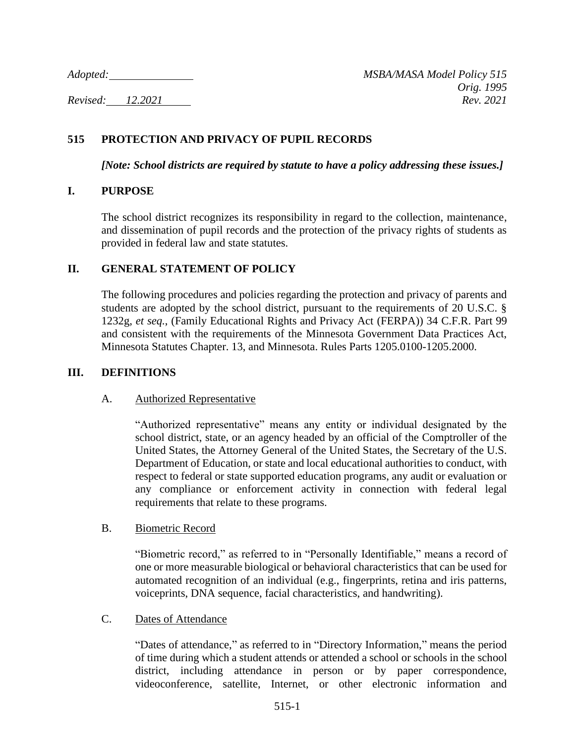*Adopted:* ______________ *MSBA/MASA Model Policy 515*
*Orig. 1995*
*Revised:* 12.2021 *Rev. 2021*

# 515 PROTECTION AND PRIVACY OF PUPIL RECORDS

***[Note: School districts are required by statute to have a policy addressing these issues.]***

## I. PURPOSE

The school district recognizes its responsibility in regard to the collection, maintenance, and dissemination of pupil records and the protection of the privacy rights of students as provided in federal law and state statutes.

## II. GENERAL STATEMENT OF POLICY

The following procedures and policies regarding the protection and privacy of parents and students are adopted by the school district, pursuant to the requirements of 20 U.S.C. § 1232g, *et seq.*, (Family Educational Rights and Privacy Act (FERPA)) 34 C.F.R. Part 99 and consistent with the requirements of the Minnesota Government Data Practices Act, Minnesota Statutes Chapter. 13, and Minnesota. Rules Parts 1205.0100-1205.2000.

## III. DEFINITIONS

### A. Authorized Representative

"Authorized representative" means any entity or individual designated by the school district, state, or an agency headed by an official of the Comptroller of the United States, the Attorney General of the United States, the Secretary of the U.S. Department of Education, or state and local educational authorities to conduct, with respect to federal or state supported education programs, any audit or evaluation or any compliance or enforcement activity in connection with federal legal requirements that relate to these programs.

### B. Biometric Record

"Biometric record," as referred to in "Personally Identifiable," means a record of one or more measurable biological or behavioral characteristics that can be used for automated recognition of an individual (e.g., fingerprints, retina and iris patterns, voiceprints, DNA sequence, facial characteristics, and handwriting).

### C. Dates of Attendance

"Dates of attendance," as referred to in "Directory Information," means the period of time during which a student attends or attended a school or schools in the school district, including attendance in person or by paper correspondence, videoconference, satellite, Internet, or other electronic information and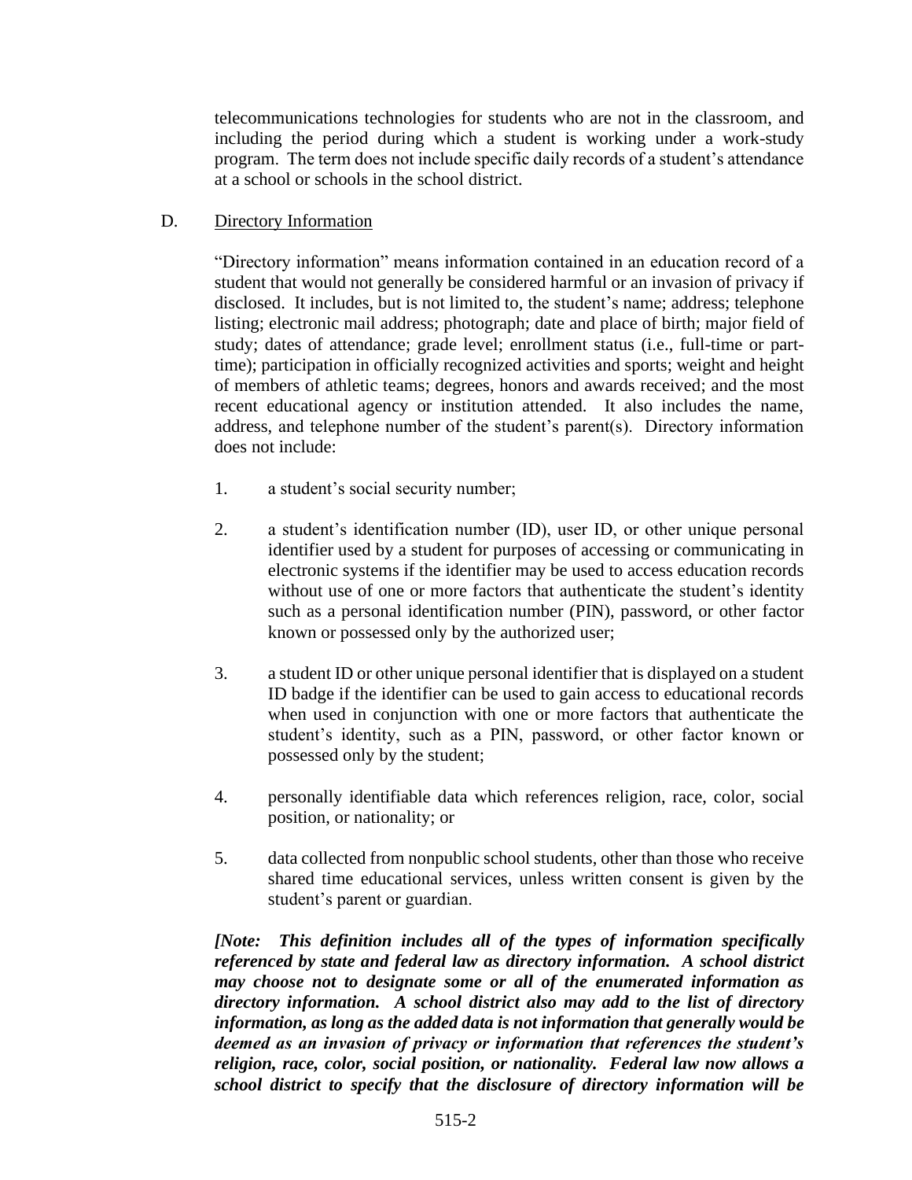telecommunications technologies for students who are not in the classroom, and including the period during which a student is working under a work-study program. The term does not include specific daily records of a student's attendance at a school or schools in the school district.

D. Directory Information

"Directory information" means information contained in an education record of a student that would not generally be considered harmful or an invasion of privacy if disclosed. It includes, but is not limited to, the student's name; address; telephone listing; electronic mail address; photograph; date and place of birth; major field of study; dates of attendance; grade level; enrollment status (i.e., full-time or part-time); participation in officially recognized activities and sports; weight and height of members of athletic teams; degrees, honors and awards received; and the most recent educational agency or institution attended. It also includes the name, address, and telephone number of the student's parent(s). Directory information does not include:

1. a student's social security number;

2. a student's identification number (ID), user ID, or other unique personal identifier used by a student for purposes of accessing or communicating in electronic systems if the identifier may be used to access education records without use of one or more factors that authenticate the student's identity such as a personal identification number (PIN), password, or other factor known or possessed only by the authorized user;

3. a student ID or other unique personal identifier that is displayed on a student ID badge if the identifier can be used to gain access to educational records when used in conjunction with one or more factors that authenticate the student's identity, such as a PIN, password, or other factor known or possessed only by the student;

4. personally identifiable data which references religion, race, color, social position, or nationality; or

5. data collected from nonpublic school students, other than those who receive shared time educational services, unless written consent is given by the student's parent or guardian.

***[Note: This definition includes all of the types of information specifically referenced by state and federal law as directory information. A school district may choose not to designate some or all of the enumerated information as directory information. A school district also may add to the list of directory information, as long as the added data is not information that generally would be deemed as an invasion of privacy or information that references the student's religion, race, color, social position, or nationality. Federal law now allows a school district to specify that the disclosure of directory information will be***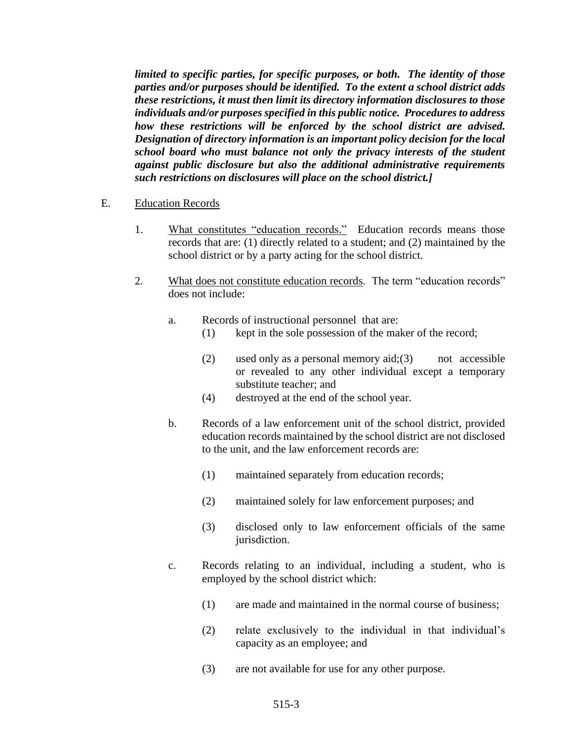***limited to specific parties, for specific purposes, or both. The identity of those parties and/or purposes should be identified. To the extent a school district adds these restrictions, it must then limit its directory information disclosures to those individuals and/or purposes specified in this public notice. Procedures to address how these restrictions will be enforced by the school district are advised. Designation of directory information is an important policy decision for the local school board who must balance not only the privacy interests of the student against public disclosure but also the additional administrative requirements such restrictions on disclosures will place on the school district.]***

E. Education Records

1. What constitutes "education records." Education records means those records that are: (1) directly related to a student; and (2) maintained by the school district or by a party acting for the school district.

2. What does not constitute education records. The term "education records" does not include:

   a. Records of instructional personnel that are:
      (1) kept in the sole possession of the maker of the record;

      (2) used only as a personal memory aid;(3) not accessible or revealed to any other individual except a temporary substitute teacher; and
      (4) destroyed at the end of the school year.

   b. Records of a law enforcement unit of the school district, provided education records maintained by the school district are not disclosed to the unit, and the law enforcement records are:

      (1) maintained separately from education records;

      (2) maintained solely for law enforcement purposes; and

      (3) disclosed only to law enforcement officials of the same jurisdiction.

   c. Records relating to an individual, including a student, who is employed by the school district which:

      (1) are made and maintained in the normal course of business;

      (2) relate exclusively to the individual in that individual's capacity as an employee; and

      (3) are not available for use for any other purpose.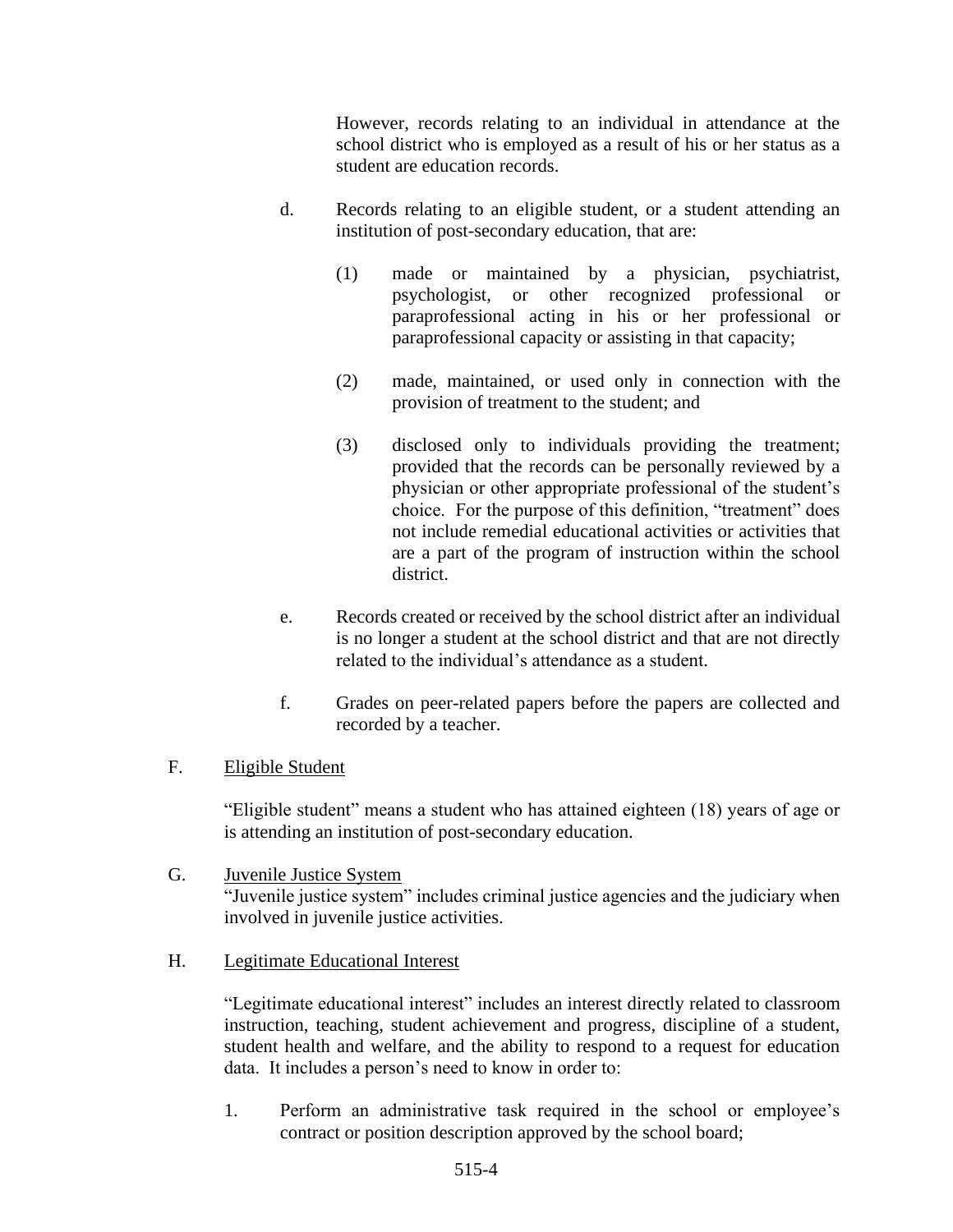However, records relating to an individual in attendance at the school district who is employed as a result of his or her status as a student are education records.

d. Records relating to an eligible student, or a student attending an institution of post-secondary education, that are:

(1) made or maintained by a physician, psychiatrist, psychologist, or other recognized professional or paraprofessional acting in his or her professional or paraprofessional capacity or assisting in that capacity;

(2) made, maintained, or used only in connection with the provision of treatment to the student; and

(3) disclosed only to individuals providing the treatment; provided that the records can be personally reviewed by a physician or other appropriate professional of the student's choice. For the purpose of this definition, "treatment" does not include remedial educational activities or activities that are a part of the program of instruction within the school district.

e. Records created or received by the school district after an individual is no longer a student at the school district and that are not directly related to the individual's attendance as a student.

f. Grades on peer-related papers before the papers are collected and recorded by a teacher.

F. Eligible Student

"Eligible student" means a student who has attained eighteen (18) years of age or is attending an institution of post-secondary education.

G. Juvenile Justice System

"Juvenile justice system" includes criminal justice agencies and the judiciary when involved in juvenile justice activities.

H. Legitimate Educational Interest

"Legitimate educational interest" includes an interest directly related to classroom instruction, teaching, student achievement and progress, discipline of a student, student health and welfare, and the ability to respond to a request for education data. It includes a person's need to know in order to:

1. Perform an administrative task required in the school or employee's contract or position description approved by the school board;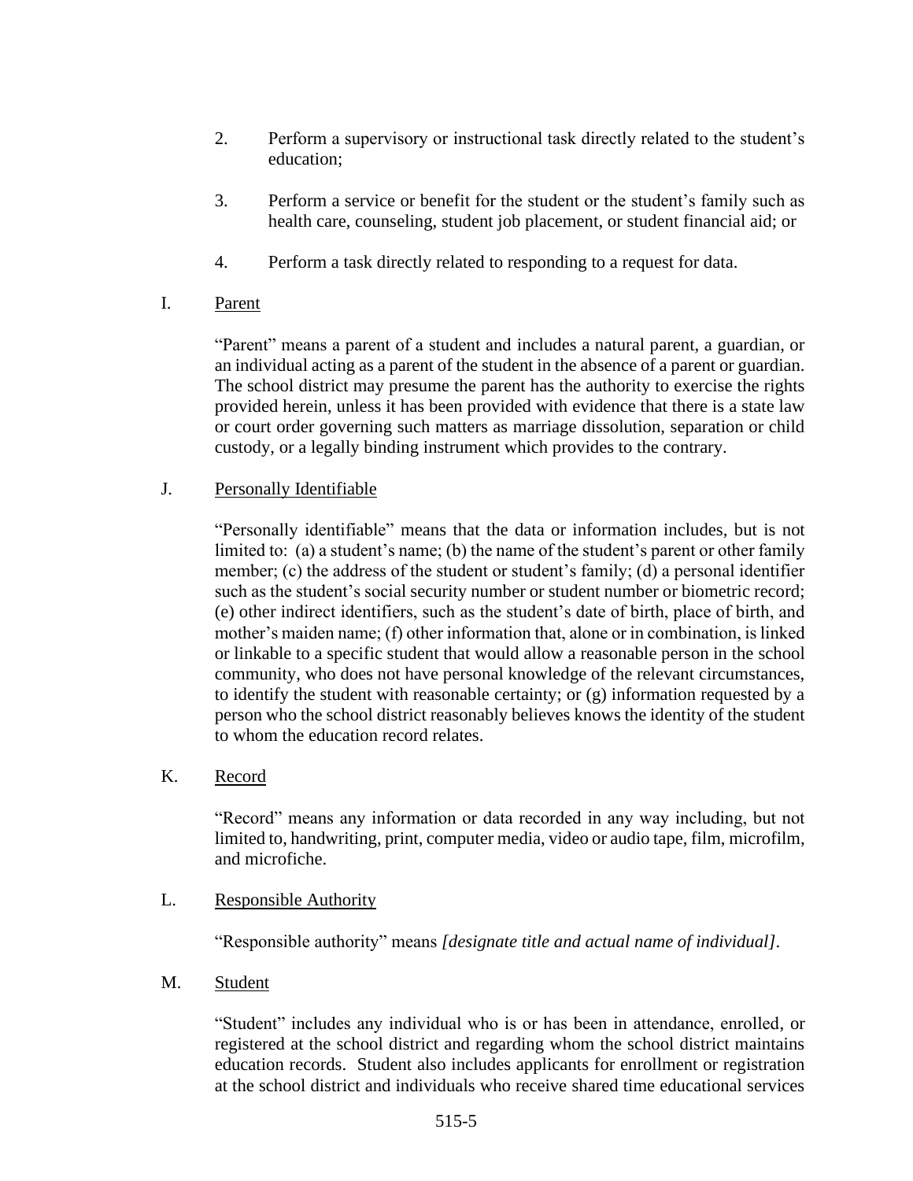2. Perform a supervisory or instructional task directly related to the student's education;

3. Perform a service or benefit for the student or the student's family such as health care, counseling, student job placement, or student financial aid; or

4. Perform a task directly related to responding to a request for data.

I. <u>Parent</u>

"Parent" means a parent of a student and includes a natural parent, a guardian, or an individual acting as a parent of the student in the absence of a parent or guardian. The school district may presume the parent has the authority to exercise the rights provided herein, unless it has been provided with evidence that there is a state law or court order governing such matters as marriage dissolution, separation or child custody, or a legally binding instrument which provides to the contrary.

J. <u>Personally Identifiable</u>

"Personally identifiable" means that the data or information includes, but is not limited to: (a) a student's name; (b) the name of the student's parent or other family member; (c) the address of the student or student's family; (d) a personal identifier such as the student's social security number or student number or biometric record; (e) other indirect identifiers, such as the student's date of birth, place of birth, and mother's maiden name; (f) other information that, alone or in combination, is linked or linkable to a specific student that would allow a reasonable person in the school community, who does not have personal knowledge of the relevant circumstances, to identify the student with reasonable certainty; or (g) information requested by a person who the school district reasonably believes knows the identity of the student to whom the education record relates.

K. <u>Record</u>

"Record" means any information or data recorded in any way including, but not limited to, handwriting, print, computer media, video or audio tape, film, microfilm, and microfiche.

L. <u>Responsible Authority</u>

"Responsible authority" means *[designate title and actual name of individual]*.

M. <u>Student</u>

"Student" includes any individual who is or has been in attendance, enrolled, or registered at the school district and regarding whom the school district maintains education records. Student also includes applicants for enrollment or registration at the school district and individuals who receive shared time educational services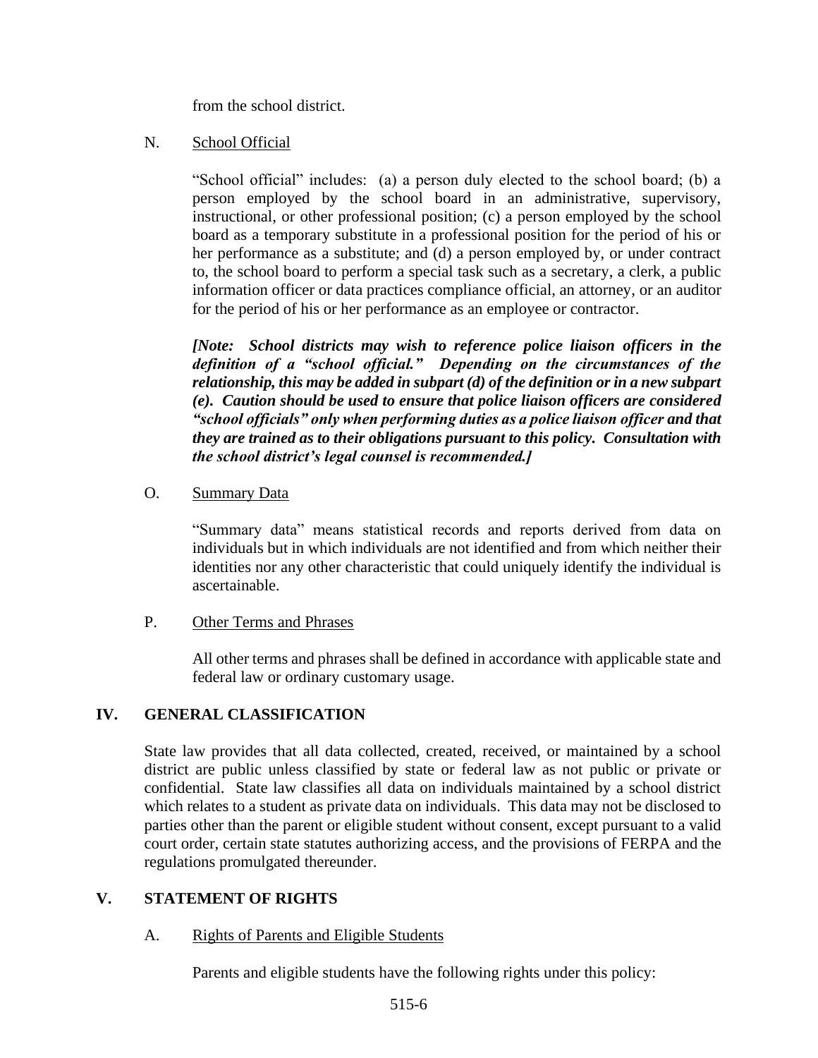from the school district.

N. <u>School Official</u>

"School official" includes: (a) a person duly elected to the school board; (b) a person employed by the school board in an administrative, supervisory, instructional, or other professional position; (c) a person employed by the school board as a temporary substitute in a professional position for the period of his or her performance as a substitute; and (d) a person employed by, or under contract to, the school board to perform a special task such as a secretary, a clerk, a public information officer or data practices compliance official, an attorney, or an auditor for the period of his or her performance as an employee or contractor.

***[Note: School districts may wish to reference police liaison officers in the definition of a "school official." Depending on the circumstances of the relationship, this may be added in subpart (d) of the definition or in a new subpart (e). Caution should be used to ensure that police liaison officers are considered "school officials" only when performing duties as a police liaison officer and that they are trained as to their obligations pursuant to this policy. Consultation with the school district's legal counsel is recommended.]***

O. <u>Summary Data</u>

"Summary data" means statistical records and reports derived from data on individuals but in which individuals are not identified and from which neither their identities nor any other characteristic that could uniquely identify the individual is ascertainable.

P. <u>Other Terms and Phrases</u>

All other terms and phrases shall be defined in accordance with applicable state and federal law or ordinary customary usage.

## IV. GENERAL CLASSIFICATION

State law provides that all data collected, created, received, or maintained by a school district are public unless classified by state or federal law as not public or private or confidential. State law classifies all data on individuals maintained by a school district which relates to a student as private data on individuals. This data may not be disclosed to parties other than the parent or eligible student without consent, except pursuant to a valid court order, certain state statutes authorizing access, and the provisions of FERPA and the regulations promulgated thereunder.

## V. STATEMENT OF RIGHTS

A. <u>Rights of Parents and Eligible Students</u>

Parents and eligible students have the following rights under this policy: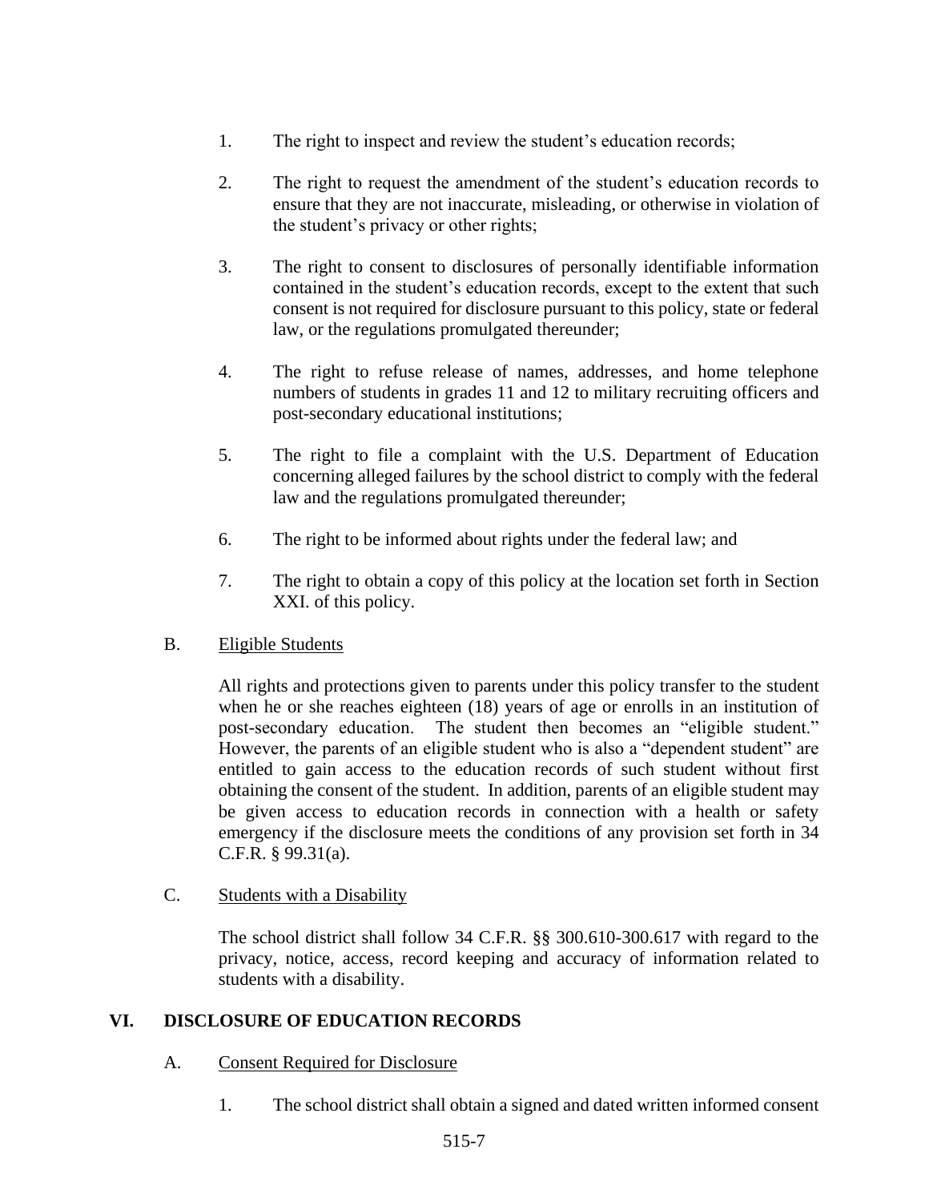1. The right to inspect and review the student's education records;

2. The right to request the amendment of the student's education records to ensure that they are not inaccurate, misleading, or otherwise in violation of the student's privacy or other rights;

3. The right to consent to disclosures of personally identifiable information contained in the student's education records, except to the extent that such consent is not required for disclosure pursuant to this policy, state or federal law, or the regulations promulgated thereunder;

4. The right to refuse release of names, addresses, and home telephone numbers of students in grades 11 and 12 to military recruiting officers and post-secondary educational institutions;

5. The right to file a complaint with the U.S. Department of Education concerning alleged failures by the school district to comply with the federal law and the regulations promulgated thereunder;

6. The right to be informed about rights under the federal law; and

7. The right to obtain a copy of this policy at the location set forth in Section XXI. of this policy.

B. Eligible Students

All rights and protections given to parents under this policy transfer to the student when he or she reaches eighteen (18) years of age or enrolls in an institution of post-secondary education. The student then becomes an "eligible student." However, the parents of an eligible student who is also a "dependent student" are entitled to gain access to the education records of such student without first obtaining the consent of the student. In addition, parents of an eligible student may be given access to education records in connection with a health or safety emergency if the disclosure meets the conditions of any provision set forth in 34 C.F.R. § 99.31(a).

C. Students with a Disability

The school district shall follow 34 C.F.R. §§ 300.610-300.617 with regard to the privacy, notice, access, record keeping and accuracy of information related to students with a disability.

## VI. DISCLOSURE OF EDUCATION RECORDS

A. Consent Required for Disclosure

1. The school district shall obtain a signed and dated written informed consent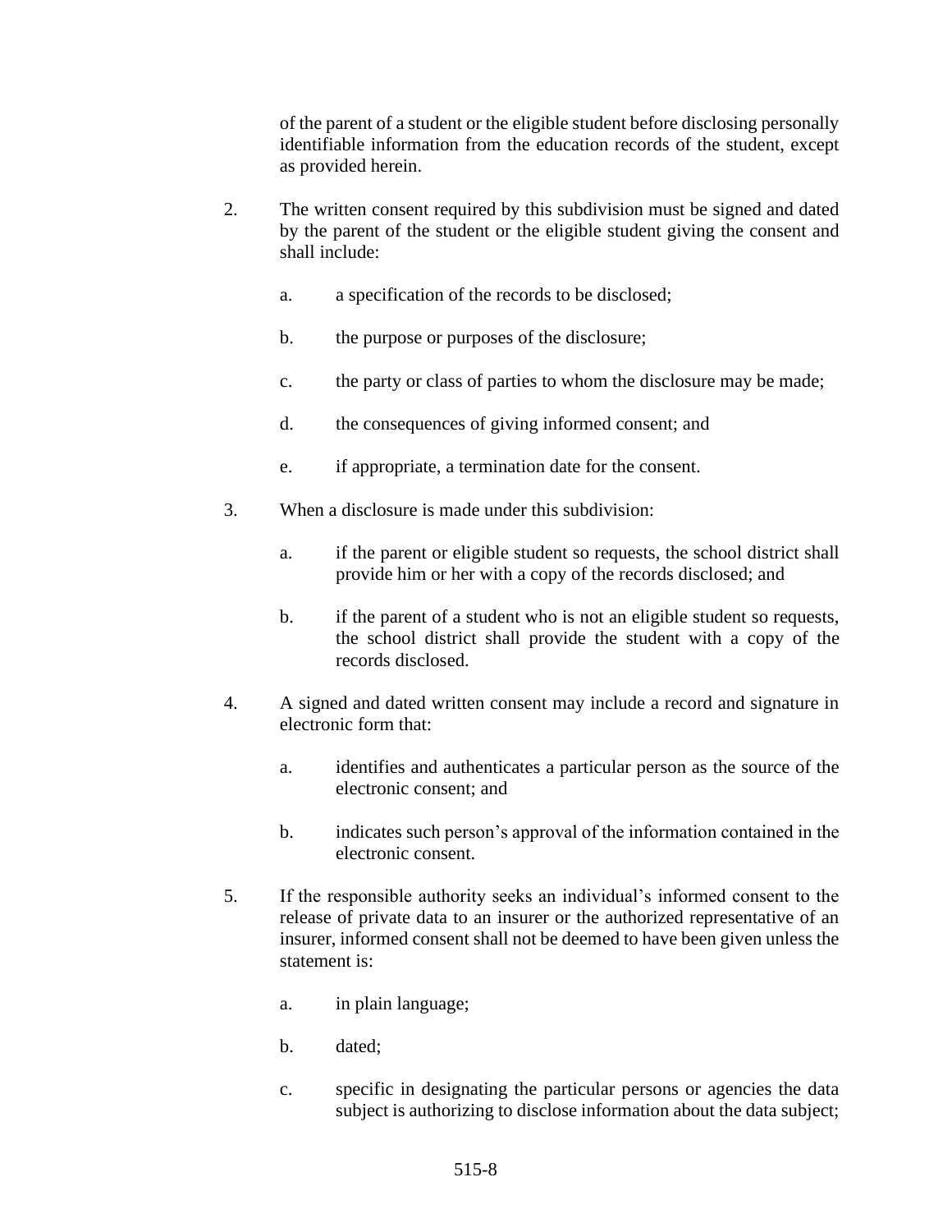of the parent of a student or the eligible student before disclosing personally identifiable information from the education records of the student, except as provided herein.

2. The written consent required by this subdivision must be signed and dated by the parent of the student or the eligible student giving the consent and shall include:

   a. a specification of the records to be disclosed;

   b. the purpose or purposes of the disclosure;

   c. the party or class of parties to whom the disclosure may be made;

   d. the consequences of giving informed consent; and

   e. if appropriate, a termination date for the consent.

3. When a disclosure is made under this subdivision:

   a. if the parent or eligible student so requests, the school district shall provide him or her with a copy of the records disclosed; and

   b. if the parent of a student who is not an eligible student so requests, the school district shall provide the student with a copy of the records disclosed.

4. A signed and dated written consent may include a record and signature in electronic form that:

   a. identifies and authenticates a particular person as the source of the electronic consent; and

   b. indicates such person's approval of the information contained in the electronic consent.

5. If the responsible authority seeks an individual's informed consent to the release of private data to an insurer or the authorized representative of an insurer, informed consent shall not be deemed to have been given unless the statement is:

   a. in plain language;

   b. dated;

   c. specific in designating the particular persons or agencies the data subject is authorizing to disclose information about the data subject;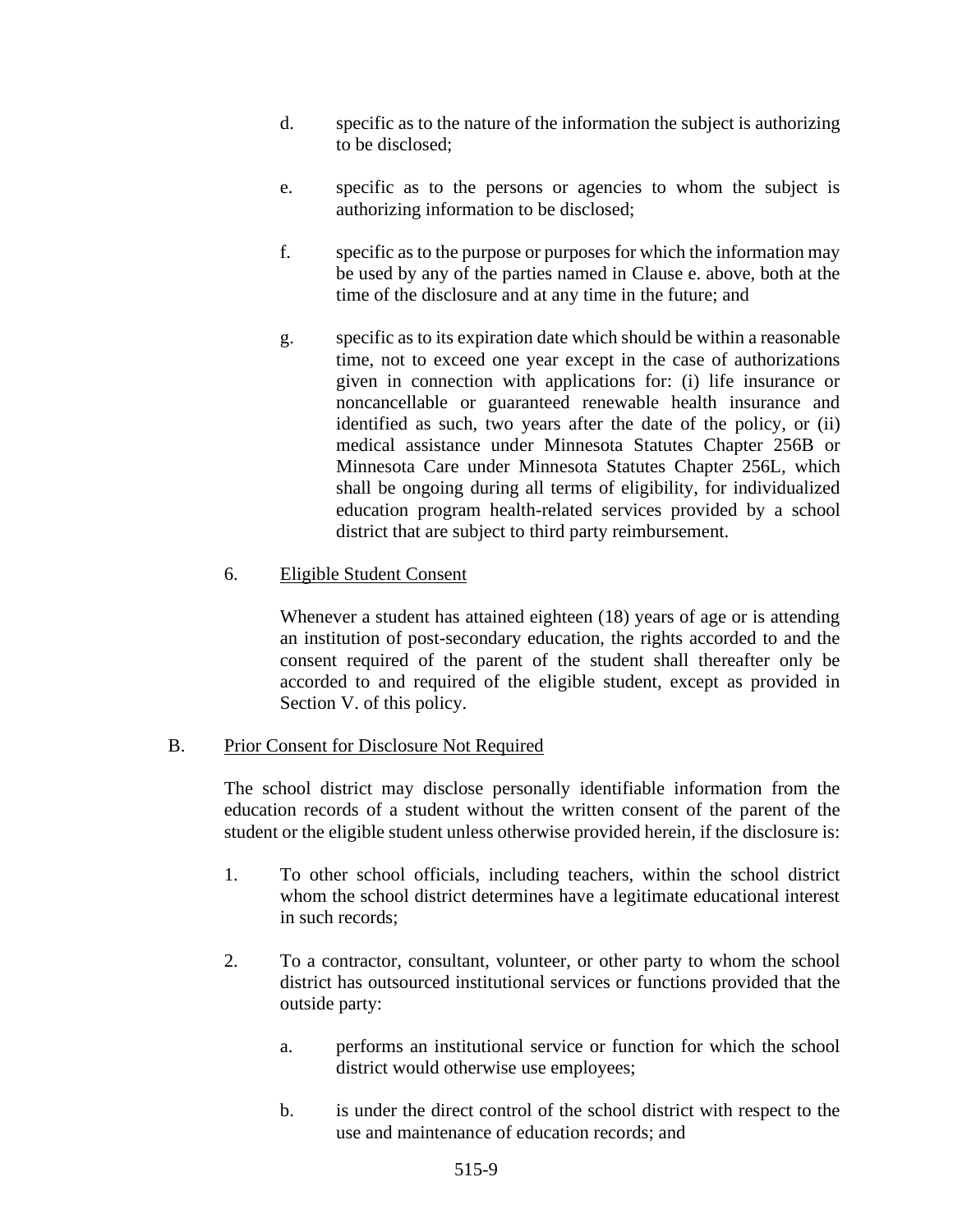d. specific as to the nature of the information the subject is authorizing to be disclosed;

e. specific as to the persons or agencies to whom the subject is authorizing information to be disclosed;

f. specific as to the purpose or purposes for which the information may be used by any of the parties named in Clause e. above, both at the time of the disclosure and at any time in the future; and

g. specific as to its expiration date which should be within a reasonable time, not to exceed one year except in the case of authorizations given in connection with applications for: (i) life insurance or noncancellable or guaranteed renewable health insurance and identified as such, two years after the date of the policy, or (ii) medical assistance under Minnesota Statutes Chapter 256B or Minnesota Care under Minnesota Statutes Chapter 256L, which shall be ongoing during all terms of eligibility, for individualized education program health-related services provided by a school district that are subject to third party reimbursement.

6. <u>Eligible Student Consent</u>

Whenever a student has attained eighteen (18) years of age or is attending an institution of post-secondary education, the rights accorded to and the consent required of the parent of the student shall thereafter only be accorded to and required of the eligible student, except as provided in Section V. of this policy.

B. <u>Prior Consent for Disclosure Not Required</u>

The school district may disclose personally identifiable information from the education records of a student without the written consent of the parent of the student or the eligible student unless otherwise provided herein, if the disclosure is:

1. To other school officials, including teachers, within the school district whom the school district determines have a legitimate educational interest in such records;

2. To a contractor, consultant, volunteer, or other party to whom the school district has outsourced institutional services or functions provided that the outside party:

   a. performs an institutional service or function for which the school district would otherwise use employees;

   b. is under the direct control of the school district with respect to the use and maintenance of education records; and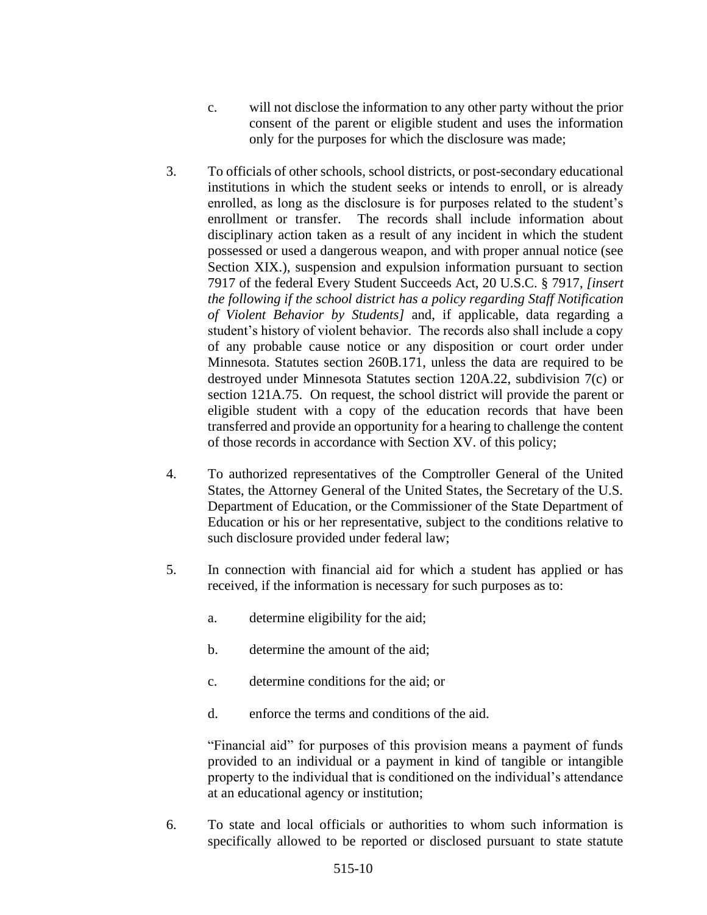c. will not disclose the information to any other party without the prior consent of the parent or eligible student and uses the information only for the purposes for which the disclosure was made;

3. To officials of other schools, school districts, or post-secondary educational institutions in which the student seeks or intends to enroll, or is already enrolled, as long as the disclosure is for purposes related to the student's enrollment or transfer. The records shall include information about disciplinary action taken as a result of any incident in which the student possessed or used a dangerous weapon, and with proper annual notice (see Section XIX.), suspension and expulsion information pursuant to section 7917 of the federal Every Student Succeeds Act, 20 U.S.C. § 7917, *[insert the following if the school district has a policy regarding Staff Notification of Violent Behavior by Students]* and, if applicable, data regarding a student's history of violent behavior. The records also shall include a copy of any probable cause notice or any disposition or court order under Minnesota. Statutes section 260B.171, unless the data are required to be destroyed under Minnesota Statutes section 120A.22, subdivision 7(c) or section 121A.75. On request, the school district will provide the parent or eligible student with a copy of the education records that have been transferred and provide an opportunity for a hearing to challenge the content of those records in accordance with Section XV. of this policy;

4. To authorized representatives of the Comptroller General of the United States, the Attorney General of the United States, the Secretary of the U.S. Department of Education, or the Commissioner of the State Department of Education or his or her representative, subject to the conditions relative to such disclosure provided under federal law;

5. In connection with financial aid for which a student has applied or has received, if the information is necessary for such purposes as to:

   a. determine eligibility for the aid;

   b. determine the amount of the aid;

   c. determine conditions for the aid; or

   d. enforce the terms and conditions of the aid.

   "Financial aid" for purposes of this provision means a payment of funds provided to an individual or a payment in kind of tangible or intangible property to the individual that is conditioned on the individual's attendance at an educational agency or institution;

6. To state and local officials or authorities to whom such information is specifically allowed to be reported or disclosed pursuant to state statute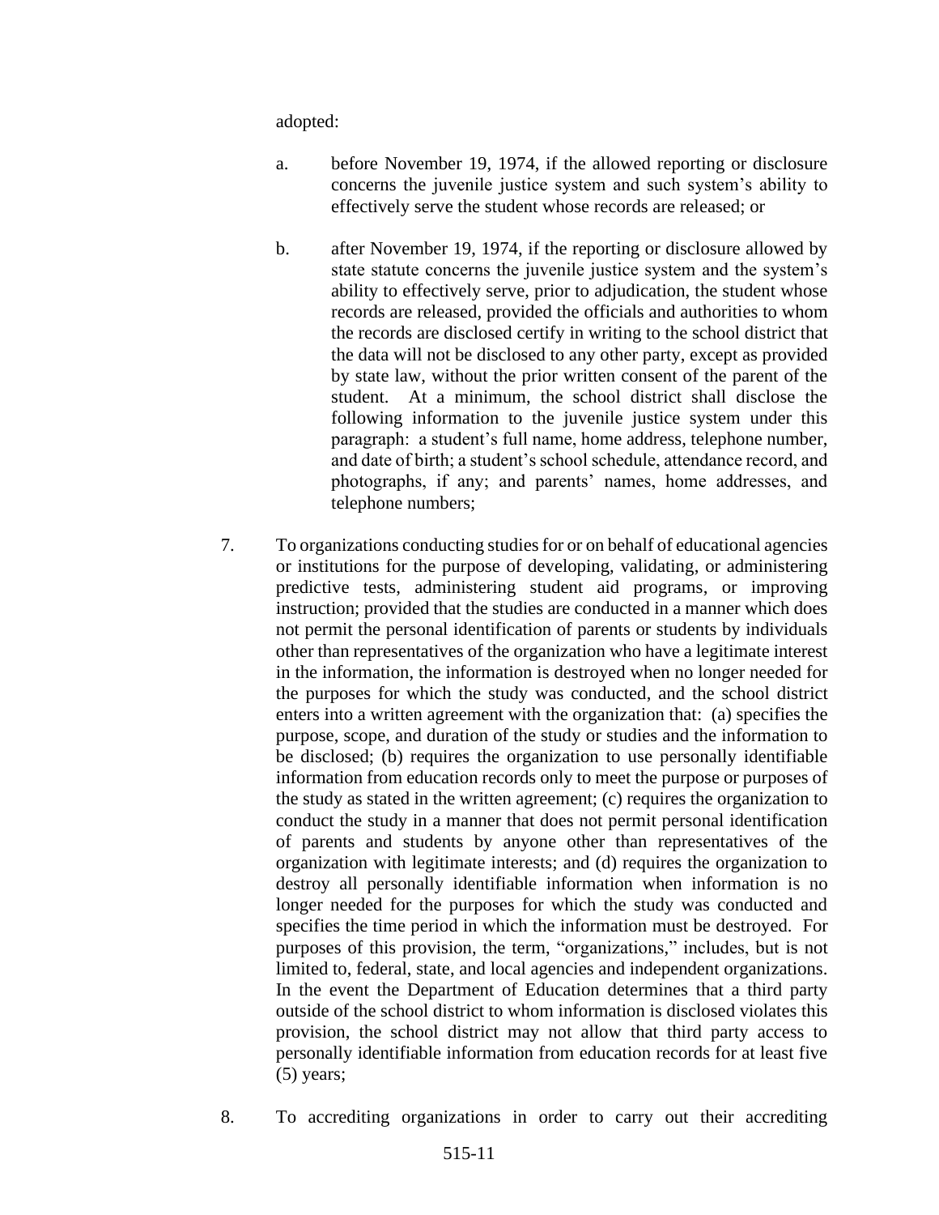adopted:

a. before November 19, 1974, if the allowed reporting or disclosure concerns the juvenile justice system and such system's ability to effectively serve the student whose records are released; or

b. after November 19, 1974, if the reporting or disclosure allowed by state statute concerns the juvenile justice system and the system's ability to effectively serve, prior to adjudication, the student whose records are released, provided the officials and authorities to whom the records are disclosed certify in writing to the school district that the data will not be disclosed to any other party, except as provided by state law, without the prior written consent of the parent of the student. At a minimum, the school district shall disclose the following information to the juvenile justice system under this paragraph: a student's full name, home address, telephone number, and date of birth; a student's school schedule, attendance record, and photographs, if any; and parents' names, home addresses, and telephone numbers;

7. To organizations conducting studies for or on behalf of educational agencies or institutions for the purpose of developing, validating, or administering predictive tests, administering student aid programs, or improving instruction; provided that the studies are conducted in a manner which does not permit the personal identification of parents or students by individuals other than representatives of the organization who have a legitimate interest in the information, the information is destroyed when no longer needed for the purposes for which the study was conducted, and the school district enters into a written agreement with the organization that: (a) specifies the purpose, scope, and duration of the study or studies and the information to be disclosed; (b) requires the organization to use personally identifiable information from education records only to meet the purpose or purposes of the study as stated in the written agreement; (c) requires the organization to conduct the study in a manner that does not permit personal identification of parents and students by anyone other than representatives of the organization with legitimate interests; and (d) requires the organization to destroy all personally identifiable information when information is no longer needed for the purposes for which the study was conducted and specifies the time period in which the information must be destroyed. For purposes of this provision, the term, "organizations," includes, but is not limited to, federal, state, and local agencies and independent organizations. In the event the Department of Education determines that a third party outside of the school district to whom information is disclosed violates this provision, the school district may not allow that third party access to personally identifiable information from education records for at least five (5) years;

8. To accrediting organizations in order to carry out their accrediting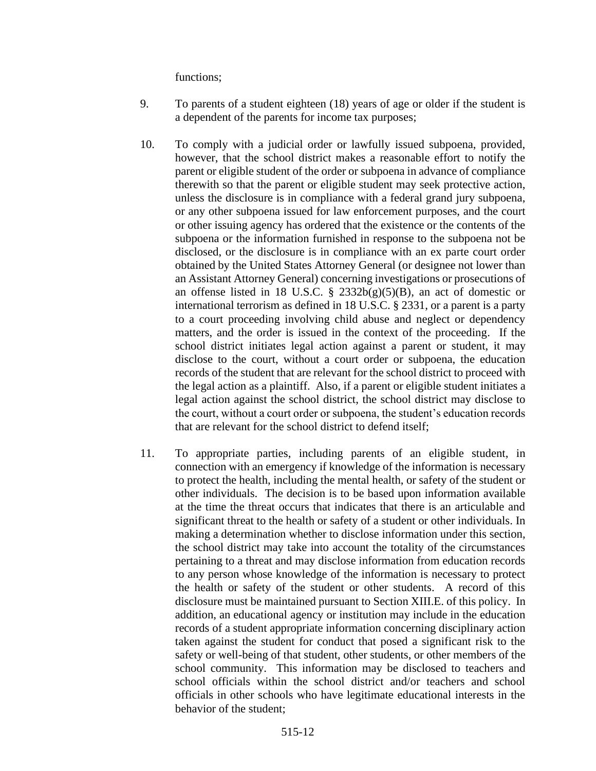functions;

9. To parents of a student eighteen (18) years of age or older if the student is a dependent of the parents for income tax purposes;

10. To comply with a judicial order or lawfully issued subpoena, provided, however, that the school district makes a reasonable effort to notify the parent or eligible student of the order or subpoena in advance of compliance therewith so that the parent or eligible student may seek protective action, unless the disclosure is in compliance with a federal grand jury subpoena, or any other subpoena issued for law enforcement purposes, and the court or other issuing agency has ordered that the existence or the contents of the subpoena or the information furnished in response to the subpoena not be disclosed, or the disclosure is in compliance with an ex parte court order obtained by the United States Attorney General (or designee not lower than an Assistant Attorney General) concerning investigations or prosecutions of an offense listed in 18 U.S.C. § 2332b(g)(5)(B), an act of domestic or international terrorism as defined in 18 U.S.C. § 2331, or a parent is a party to a court proceeding involving child abuse and neglect or dependency matters, and the order is issued in the context of the proceeding. If the school district initiates legal action against a parent or student, it may disclose to the court, without a court order or subpoena, the education records of the student that are relevant for the school district to proceed with the legal action as a plaintiff. Also, if a parent or eligible student initiates a legal action against the school district, the school district may disclose to the court, without a court order or subpoena, the student's education records that are relevant for the school district to defend itself;

11. To appropriate parties, including parents of an eligible student, in connection with an emergency if knowledge of the information is necessary to protect the health, including the mental health, or safety of the student or other individuals. The decision is to be based upon information available at the time the threat occurs that indicates that there is an articulable and significant threat to the health or safety of a student or other individuals. In making a determination whether to disclose information under this section, the school district may take into account the totality of the circumstances pertaining to a threat and may disclose information from education records to any person whose knowledge of the information is necessary to protect the health or safety of the student or other students. A record of this disclosure must be maintained pursuant to Section XIII.E. of this policy. In addition, an educational agency or institution may include in the education records of a student appropriate information concerning disciplinary action taken against the student for conduct that posed a significant risk to the safety or well-being of that student, other students, or other members of the school community. This information may be disclosed to teachers and school officials within the school district and/or teachers and school officials in other schools who have legitimate educational interests in the behavior of the student;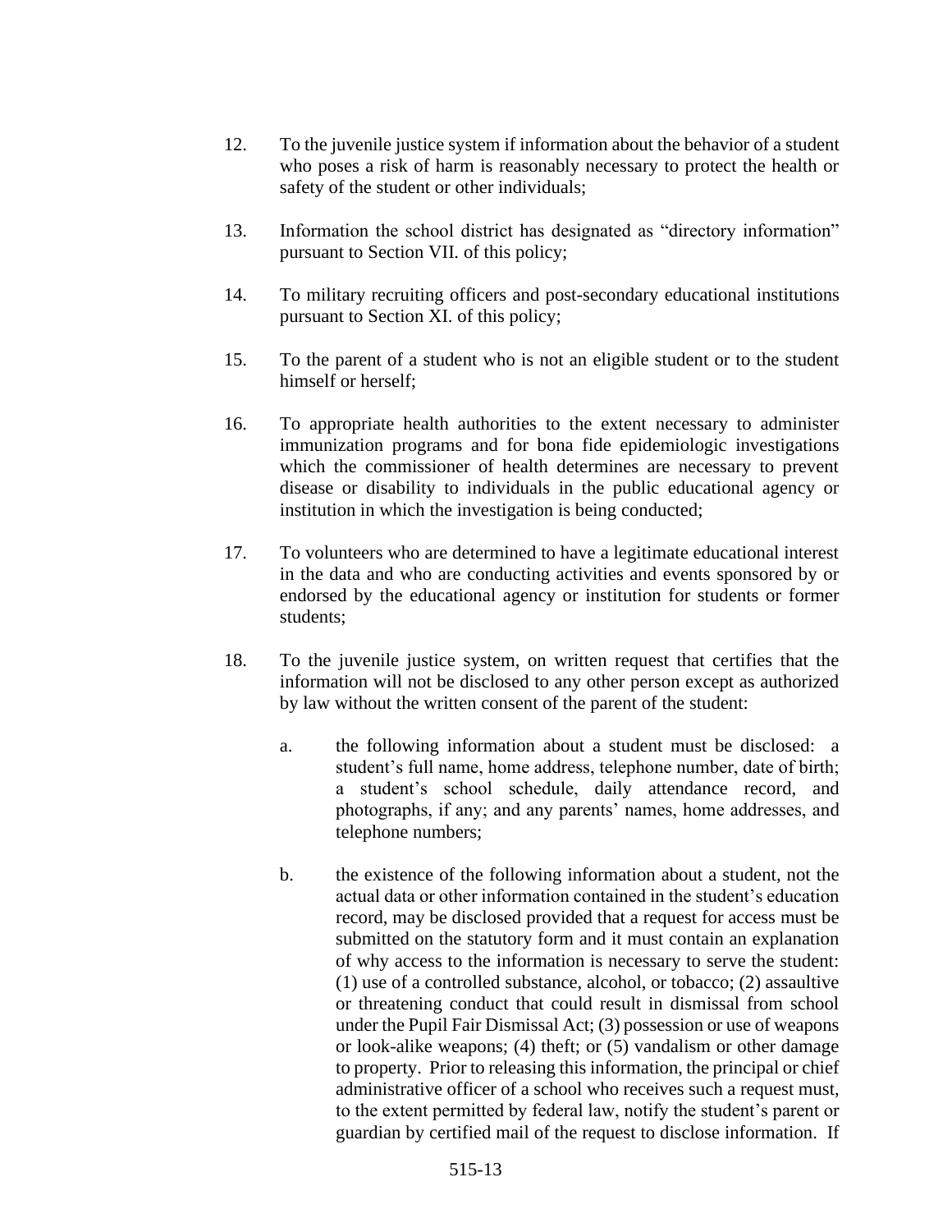12. To the juvenile justice system if information about the behavior of a student who poses a risk of harm is reasonably necessary to protect the health or safety of the student or other individuals;

13. Information the school district has designated as "directory information" pursuant to Section VII. of this policy;

14. To military recruiting officers and post-secondary educational institutions pursuant to Section XI. of this policy;

15. To the parent of a student who is not an eligible student or to the student himself or herself;

16. To appropriate health authorities to the extent necessary to administer immunization programs and for bona fide epidemiologic investigations which the commissioner of health determines are necessary to prevent disease or disability to individuals in the public educational agency or institution in which the investigation is being conducted;

17. To volunteers who are determined to have a legitimate educational interest in the data and who are conducting activities and events sponsored by or endorsed by the educational agency or institution for students or former students;

18. To the juvenile justice system, on written request that certifies that the information will not be disclosed to any other person except as authorized by law without the written consent of the parent of the student:

    a. the following information about a student must be disclosed: a student's full name, home address, telephone number, date of birth; a student's school schedule, daily attendance record, and photographs, if any; and any parents' names, home addresses, and telephone numbers;

    b. the existence of the following information about a student, not the actual data or other information contained in the student's education record, may be disclosed provided that a request for access must be submitted on the statutory form and it must contain an explanation of why access to the information is necessary to serve the student: (1) use of a controlled substance, alcohol, or tobacco; (2) assaultive or threatening conduct that could result in dismissal from school under the Pupil Fair Dismissal Act; (3) possession or use of weapons or look-alike weapons; (4) theft; or (5) vandalism or other damage to property. Prior to releasing this information, the principal or chief administrative officer of a school who receives such a request must, to the extent permitted by federal law, notify the student's parent or guardian by certified mail of the request to disclose information. If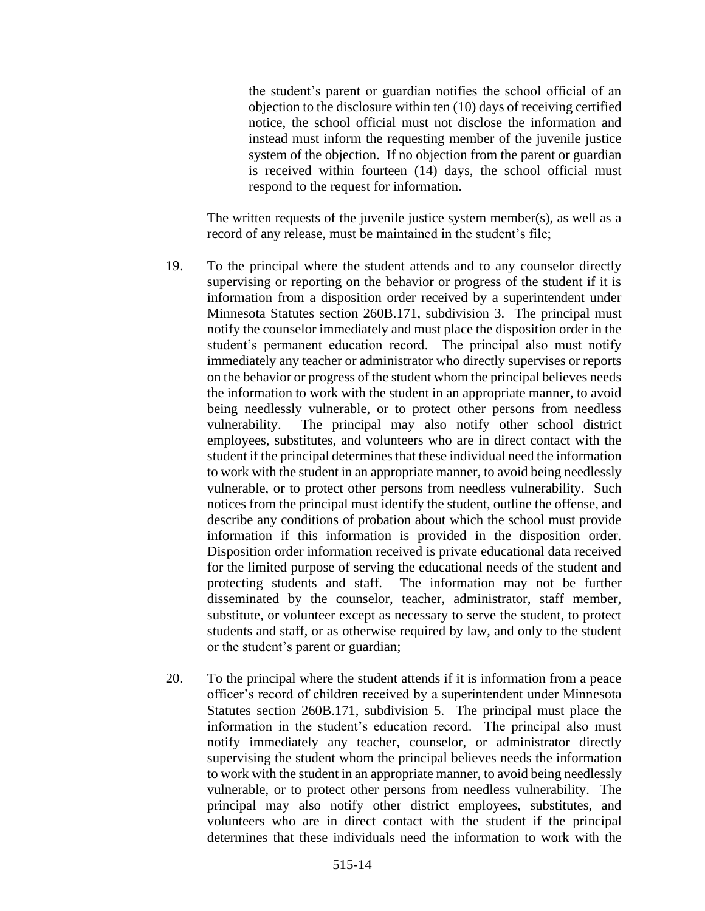the student's parent or guardian notifies the school official of an objection to the disclosure within ten (10) days of receiving certified notice, the school official must not disclose the information and instead must inform the requesting member of the juvenile justice system of the objection. If no objection from the parent or guardian is received within fourteen (14) days, the school official must respond to the request for information.

The written requests of the juvenile justice system member(s), as well as a record of any release, must be maintained in the student's file;

19. To the principal where the student attends and to any counselor directly supervising or reporting on the behavior or progress of the student if it is information from a disposition order received by a superintendent under Minnesota Statutes section 260B.171, subdivision 3. The principal must notify the counselor immediately and must place the disposition order in the student's permanent education record. The principal also must notify immediately any teacher or administrator who directly supervises or reports on the behavior or progress of the student whom the principal believes needs the information to work with the student in an appropriate manner, to avoid being needlessly vulnerable, or to protect other persons from needless vulnerability. The principal may also notify other school district employees, substitutes, and volunteers who are in direct contact with the student if the principal determines that these individual need the information to work with the student in an appropriate manner, to avoid being needlessly vulnerable, or to protect other persons from needless vulnerability. Such notices from the principal must identify the student, outline the offense, and describe any conditions of probation about which the school must provide information if this information is provided in the disposition order. Disposition order information received is private educational data received for the limited purpose of serving the educational needs of the student and protecting students and staff. The information may not be further disseminated by the counselor, teacher, administrator, staff member, substitute, or volunteer except as necessary to serve the student, to protect students and staff, or as otherwise required by law, and only to the student or the student's parent or guardian;

20. To the principal where the student attends if it is information from a peace officer's record of children received by a superintendent under Minnesota Statutes section 260B.171, subdivision 5. The principal must place the information in the student's education record. The principal also must notify immediately any teacher, counselor, or administrator directly supervising the student whom the principal believes needs the information to work with the student in an appropriate manner, to avoid being needlessly vulnerable, or to protect other persons from needless vulnerability. The principal may also notify other district employees, substitutes, and volunteers who are in direct contact with the student if the principal determines that these individuals need the information to work with the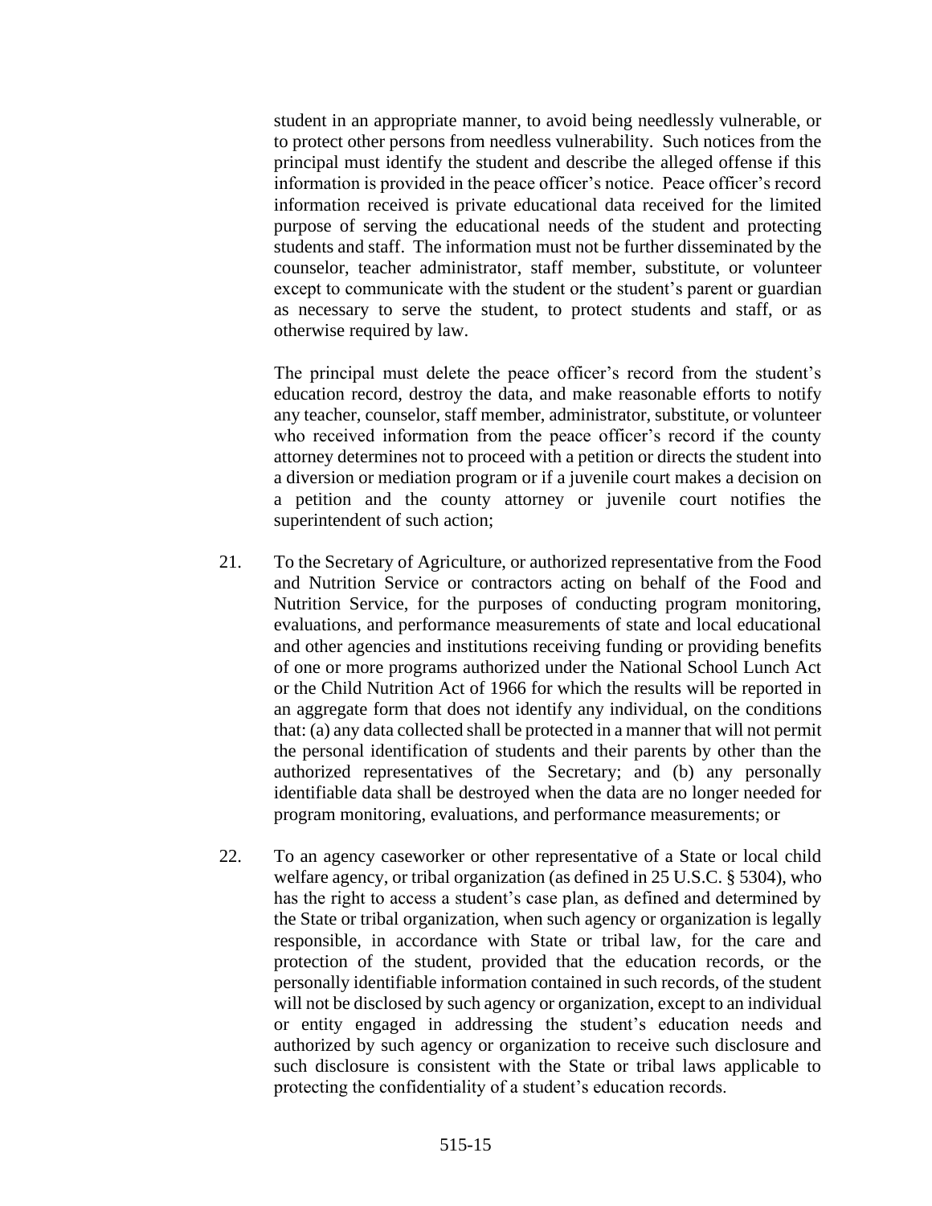student in an appropriate manner, to avoid being needlessly vulnerable, or to protect other persons from needless vulnerability. Such notices from the principal must identify the student and describe the alleged offense if this information is provided in the peace officer's notice. Peace officer's record information received is private educational data received for the limited purpose of serving the educational needs of the student and protecting students and staff. The information must not be further disseminated by the counselor, teacher administrator, staff member, substitute, or volunteer except to communicate with the student or the student's parent or guardian as necessary to serve the student, to protect students and staff, or as otherwise required by law.

The principal must delete the peace officer's record from the student's education record, destroy the data, and make reasonable efforts to notify any teacher, counselor, staff member, administrator, substitute, or volunteer who received information from the peace officer's record if the county attorney determines not to proceed with a petition or directs the student into a diversion or mediation program or if a juvenile court makes a decision on a petition and the county attorney or juvenile court notifies the superintendent of such action;

21. To the Secretary of Agriculture, or authorized representative from the Food and Nutrition Service or contractors acting on behalf of the Food and Nutrition Service, for the purposes of conducting program monitoring, evaluations, and performance measurements of state and local educational and other agencies and institutions receiving funding or providing benefits of one or more programs authorized under the National School Lunch Act or the Child Nutrition Act of 1966 for which the results will be reported in an aggregate form that does not identify any individual, on the conditions that: (a) any data collected shall be protected in a manner that will not permit the personal identification of students and their parents by other than the authorized representatives of the Secretary; and (b) any personally identifiable data shall be destroyed when the data are no longer needed for program monitoring, evaluations, and performance measurements; or

22. To an agency caseworker or other representative of a State or local child welfare agency, or tribal organization (as defined in 25 U.S.C. § 5304), who has the right to access a student's case plan, as defined and determined by the State or tribal organization, when such agency or organization is legally responsible, in accordance with State or tribal law, for the care and protection of the student, provided that the education records, or the personally identifiable information contained in such records, of the student will not be disclosed by such agency or organization, except to an individual or entity engaged in addressing the student's education needs and authorized by such agency or organization to receive such disclosure and such disclosure is consistent with the State or tribal laws applicable to protecting the confidentiality of a student's education records.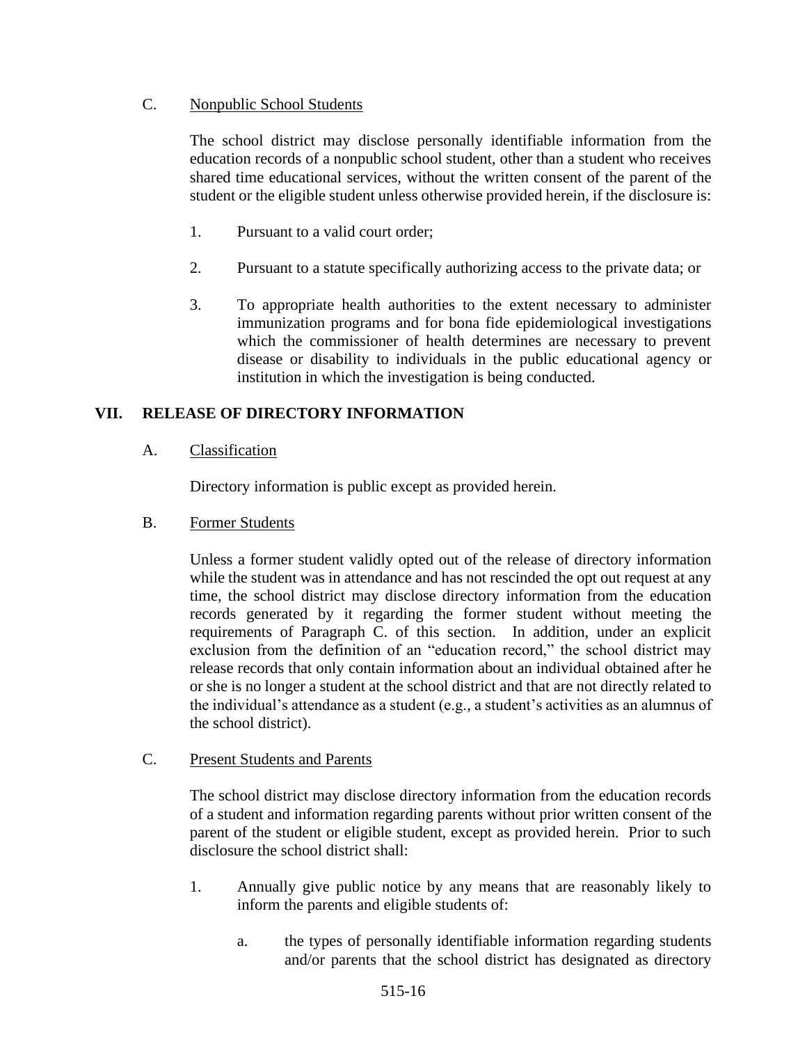C. Nonpublic School Students

The school district may disclose personally identifiable information from the education records of a nonpublic school student, other than a student who receives shared time educational services, without the written consent of the parent of the student or the eligible student unless otherwise provided herein, if the disclosure is:

1. Pursuant to a valid court order;

2. Pursuant to a statute specifically authorizing access to the private data; or

3. To appropriate health authorities to the extent necessary to administer immunization programs and for bona fide epidemiological investigations which the commissioner of health determines are necessary to prevent disease or disability to individuals in the public educational agency or institution in which the investigation is being conducted.

## VII. RELEASE OF DIRECTORY INFORMATION

A. Classification

Directory information is public except as provided herein.

B. Former Students

Unless a former student validly opted out of the release of directory information while the student was in attendance and has not rescinded the opt out request at any time, the school district may disclose directory information from the education records generated by it regarding the former student without meeting the requirements of Paragraph C. of this section. In addition, under an explicit exclusion from the definition of an "education record," the school district may release records that only contain information about an individual obtained after he or she is no longer a student at the school district and that are not directly related to the individual's attendance as a student (e.g., a student's activities as an alumnus of the school district).

C. Present Students and Parents

The school district may disclose directory information from the education records of a student and information regarding parents without prior written consent of the parent of the student or eligible student, except as provided herein. Prior to such disclosure the school district shall:

1. Annually give public notice by any means that are reasonably likely to inform the parents and eligible students of:

   a. the types of personally identifiable information regarding students and/or parents that the school district has designated as directory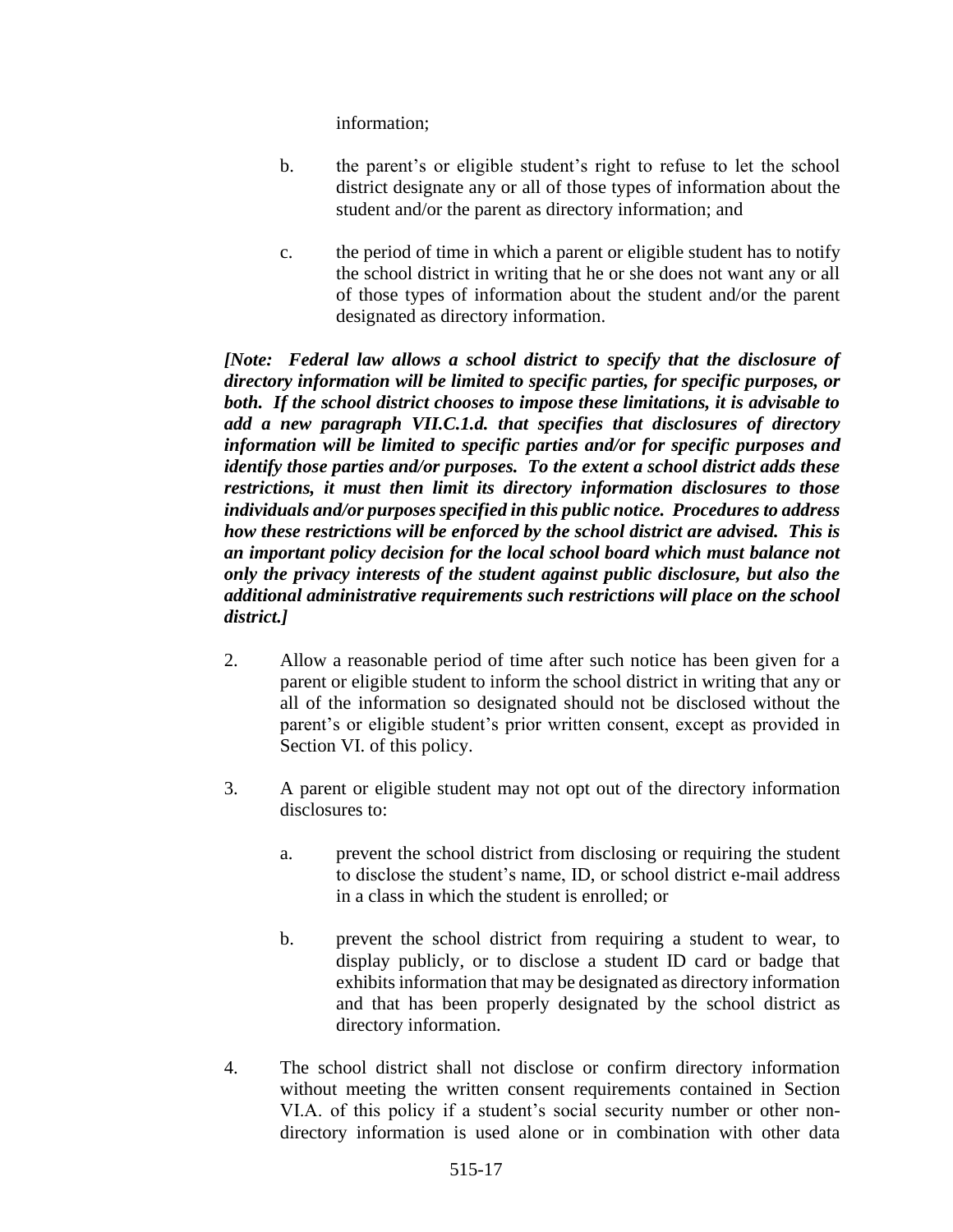information;

b. the parent's or eligible student's right to refuse to let the school district designate any or all of those types of information about the student and/or the parent as directory information; and

c. the period of time in which a parent or eligible student has to notify the school district in writing that he or she does not want any or all of those types of information about the student and/or the parent designated as directory information.

***[Note: Federal law allows a school district to specify that the disclosure of directory information will be limited to specific parties, for specific purposes, or both. If the school district chooses to impose these limitations, it is advisable to add a new paragraph VII.C.1.d. that specifies that disclosures of directory information will be limited to specific parties and/or for specific purposes and identify those parties and/or purposes. To the extent a school district adds these restrictions, it must then limit its directory information disclosures to those individuals and/or purposes specified in this public notice. Procedures to address how these restrictions will be enforced by the school district are advised. This is an important policy decision for the local school board which must balance not only the privacy interests of the student against public disclosure, but also the additional administrative requirements such restrictions will place on the school district.]***

2. Allow a reasonable period of time after such notice has been given for a parent or eligible student to inform the school district in writing that any or all of the information so designated should not be disclosed without the parent's or eligible student's prior written consent, except as provided in Section VI. of this policy.

3. A parent or eligible student may not opt out of the directory information disclosures to:

   a. prevent the school district from disclosing or requiring the student to disclose the student's name, ID, or school district e-mail address in a class in which the student is enrolled; or

   b. prevent the school district from requiring a student to wear, to display publicly, or to disclose a student ID card or badge that exhibits information that may be designated as directory information and that has been properly designated by the school district as directory information.

4. The school district shall not disclose or confirm directory information without meeting the written consent requirements contained in Section VI.A. of this policy if a student's social security number or other non-directory information is used alone or in combination with other data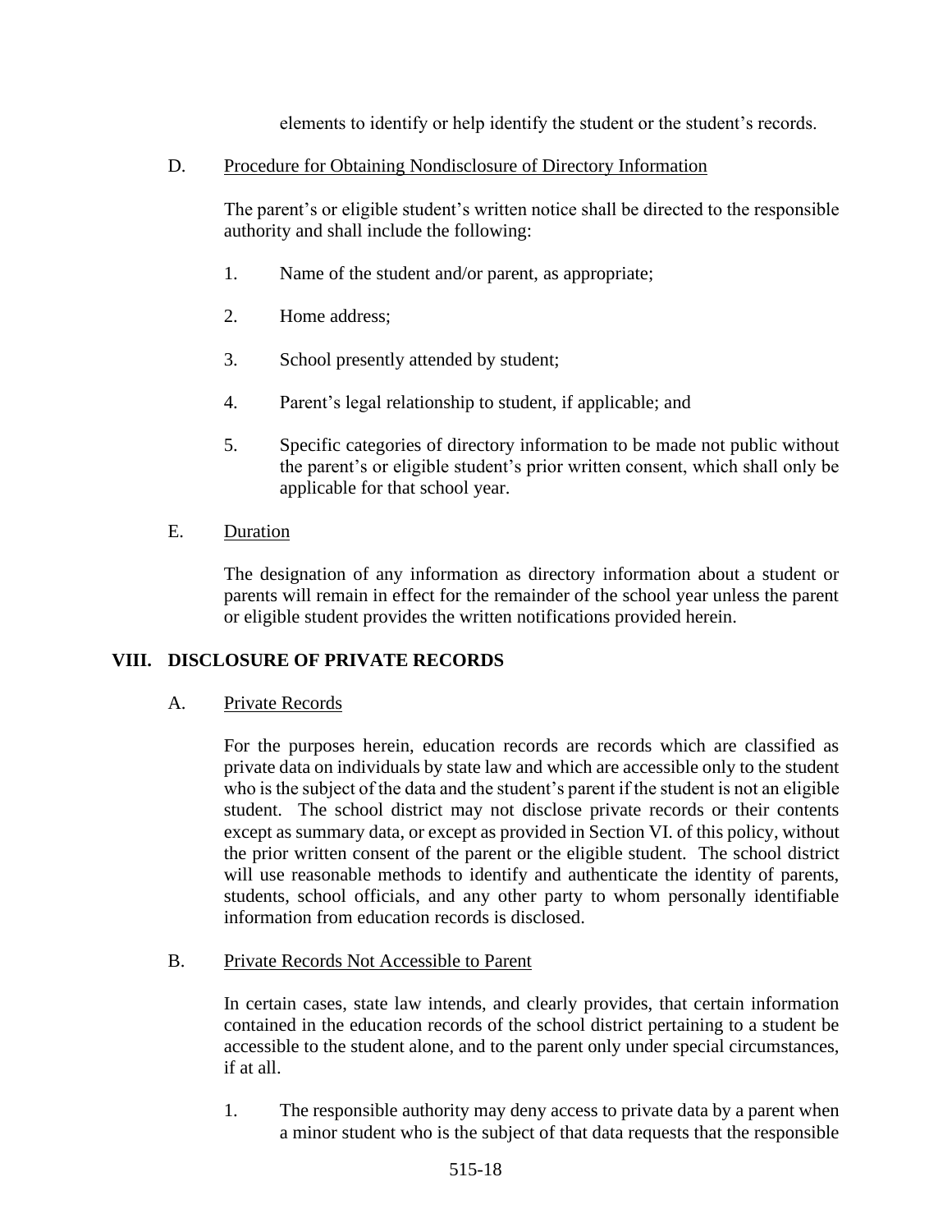elements to identify or help identify the student or the student's records.

D. Procedure for Obtaining Nondisclosure of Directory Information

The parent's or eligible student's written notice shall be directed to the responsible authority and shall include the following:

1. Name of the student and/or parent, as appropriate;

2. Home address;

3. School presently attended by student;

4. Parent's legal relationship to student, if applicable; and

5. Specific categories of directory information to be made not public without the parent's or eligible student's prior written consent, which shall only be applicable for that school year.

E. Duration

The designation of any information as directory information about a student or parents will remain in effect for the remainder of the school year unless the parent or eligible student provides the written notifications provided herein.

## VIII. DISCLOSURE OF PRIVATE RECORDS

A. Private Records

For the purposes herein, education records are records which are classified as private data on individuals by state law and which are accessible only to the student who is the subject of the data and the student's parent if the student is not an eligible student. The school district may not disclose private records or their contents except as summary data, or except as provided in Section VI. of this policy, without the prior written consent of the parent or the eligible student. The school district will use reasonable methods to identify and authenticate the identity of parents, students, school officials, and any other party to whom personally identifiable information from education records is disclosed.

B. Private Records Not Accessible to Parent

In certain cases, state law intends, and clearly provides, that certain information contained in the education records of the school district pertaining to a student be accessible to the student alone, and to the parent only under special circumstances, if at all.

1. The responsible authority may deny access to private data by a parent when a minor student who is the subject of that data requests that the responsible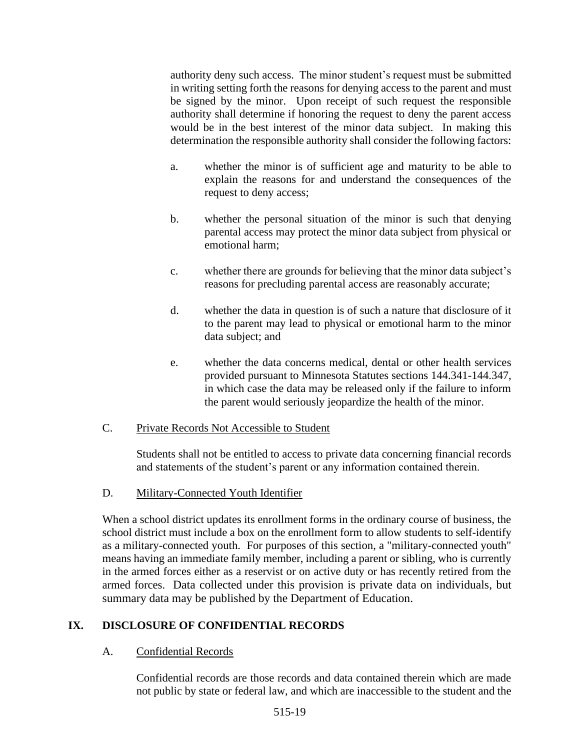authority deny such access. The minor student's request must be submitted in writing setting forth the reasons for denying access to the parent and must be signed by the minor. Upon receipt of such request the responsible authority shall determine if honoring the request to deny the parent access would be in the best interest of the minor data subject. In making this determination the responsible authority shall consider the following factors:

a. whether the minor is of sufficient age and maturity to be able to explain the reasons for and understand the consequences of the request to deny access;

b. whether the personal situation of the minor is such that denying parental access may protect the minor data subject from physical or emotional harm;

c. whether there are grounds for believing that the minor data subject's reasons for precluding parental access are reasonably accurate;

d. whether the data in question is of such a nature that disclosure of it to the parent may lead to physical or emotional harm to the minor data subject; and

e. whether the data concerns medical, dental or other health services provided pursuant to Minnesota Statutes sections 144.341-144.347, in which case the data may be released only if the failure to inform the parent would seriously jeopardize the health of the minor.

C. Private Records Not Accessible to Student

Students shall not be entitled to access to private data concerning financial records and statements of the student's parent or any information contained therein.

D. Military-Connected Youth Identifier

When a school district updates its enrollment forms in the ordinary course of business, the school district must include a box on the enrollment form to allow students to self-identify as a military-connected youth. For purposes of this section, a "military-connected youth" means having an immediate family member, including a parent or sibling, who is currently in the armed forces either as a reservist or on active duty or has recently retired from the armed forces. Data collected under this provision is private data on individuals, but summary data may be published by the Department of Education.

## IX. DISCLOSURE OF CONFIDENTIAL RECORDS

A. Confidential Records

Confidential records are those records and data contained therein which are made not public by state or federal law, and which are inaccessible to the student and the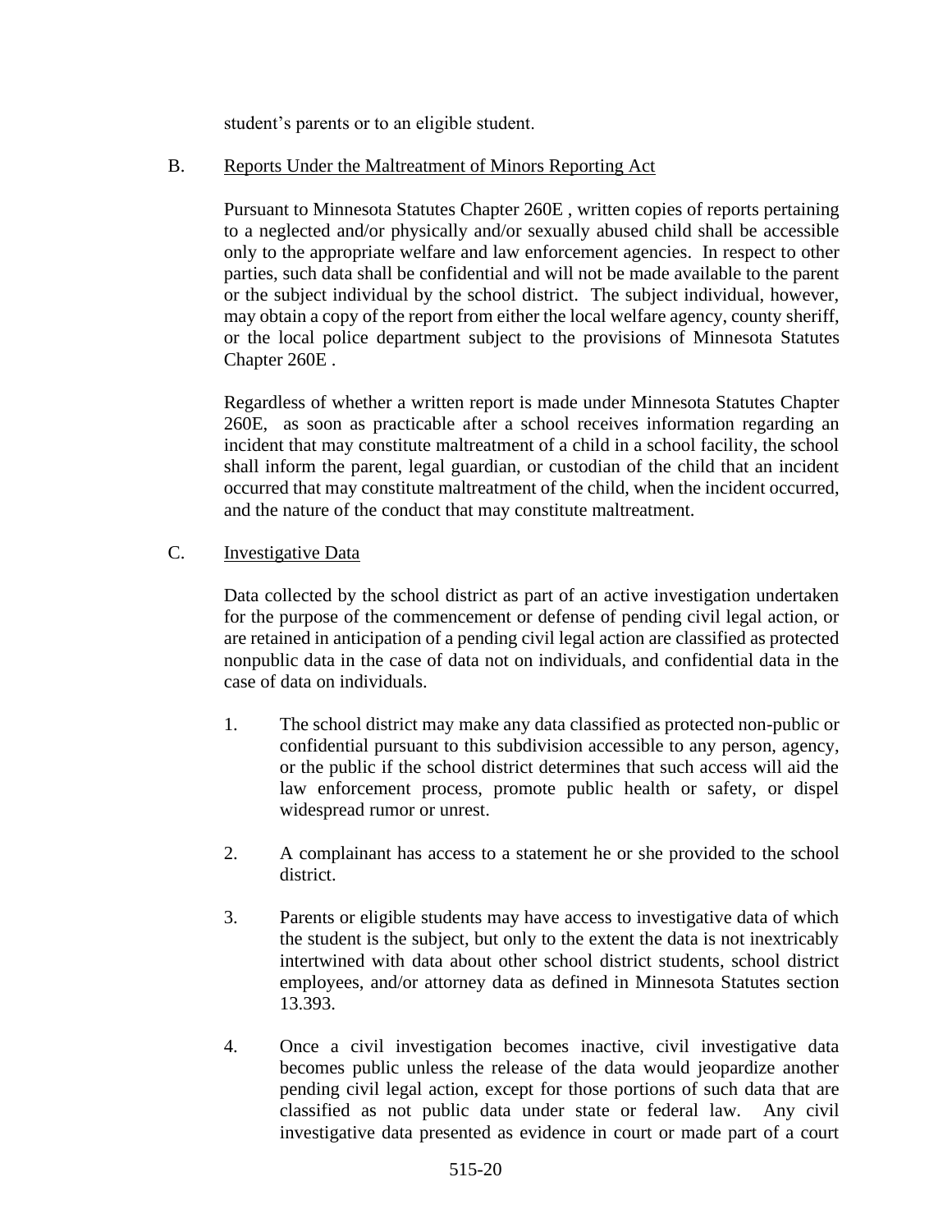student's parents or to an eligible student.

B. Reports Under the Maltreatment of Minors Reporting Act

Pursuant to Minnesota Statutes Chapter 260E , written copies of reports pertaining to a neglected and/or physically and/or sexually abused child shall be accessible only to the appropriate welfare and law enforcement agencies. In respect to other parties, such data shall be confidential and will not be made available to the parent or the subject individual by the school district. The subject individual, however, may obtain a copy of the report from either the local welfare agency, county sheriff, or the local police department subject to the provisions of Minnesota Statutes Chapter 260E .

Regardless of whether a written report is made under Minnesota Statutes Chapter 260E, as soon as practicable after a school receives information regarding an incident that may constitute maltreatment of a child in a school facility, the school shall inform the parent, legal guardian, or custodian of the child that an incident occurred that may constitute maltreatment of the child, when the incident occurred, and the nature of the conduct that may constitute maltreatment.

C. Investigative Data

Data collected by the school district as part of an active investigation undertaken for the purpose of the commencement or defense of pending civil legal action, or are retained in anticipation of a pending civil legal action are classified as protected nonpublic data in the case of data not on individuals, and confidential data in the case of data on individuals.

1. The school district may make any data classified as protected non-public or confidential pursuant to this subdivision accessible to any person, agency, or the public if the school district determines that such access will aid the law enforcement process, promote public health or safety, or dispel widespread rumor or unrest.

2. A complainant has access to a statement he or she provided to the school district.

3. Parents or eligible students may have access to investigative data of which the student is the subject, but only to the extent the data is not inextricably intertwined with data about other school district students, school district employees, and/or attorney data as defined in Minnesota Statutes section 13.393.

4. Once a civil investigation becomes inactive, civil investigative data becomes public unless the release of the data would jeopardize another pending civil legal action, except for those portions of such data that are classified as not public data under state or federal law. Any civil investigative data presented as evidence in court or made part of a court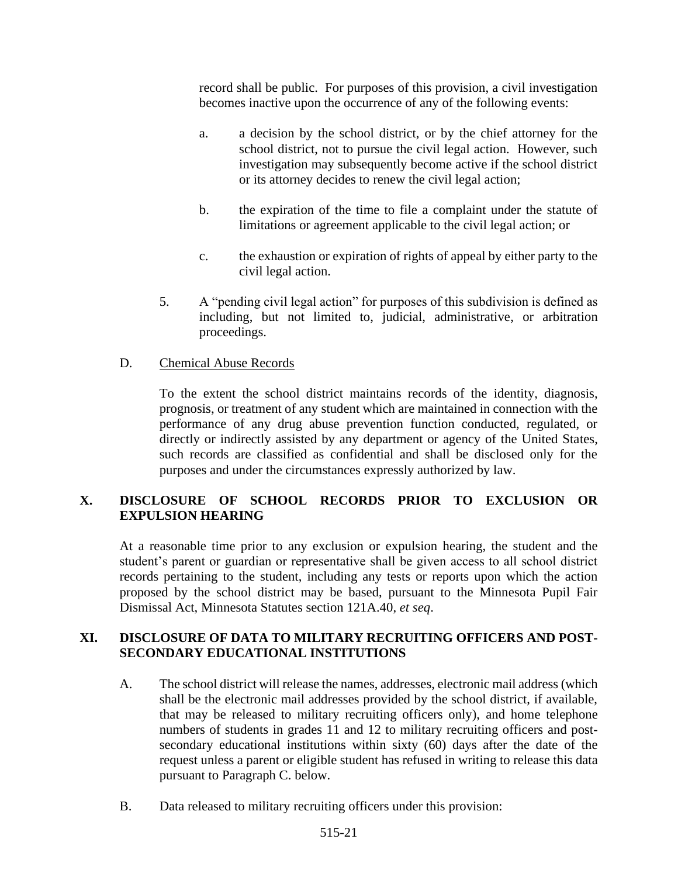record shall be public. For purposes of this provision, a civil investigation becomes inactive upon the occurrence of any of the following events:

a. a decision by the school district, or by the chief attorney for the school district, not to pursue the civil legal action. However, such investigation may subsequently become active if the school district or its attorney decides to renew the civil legal action;

b. the expiration of the time to file a complaint under the statute of limitations or agreement applicable to the civil legal action; or

c. the exhaustion or expiration of rights of appeal by either party to the civil legal action.

5. A "pending civil legal action" for purposes of this subdivision is defined as including, but not limited to, judicial, administrative, or arbitration proceedings.

D. Chemical Abuse Records

To the extent the school district maintains records of the identity, diagnosis, prognosis, or treatment of any student which are maintained in connection with the performance of any drug abuse prevention function conducted, regulated, or directly or indirectly assisted by any department or agency of the United States, such records are classified as confidential and shall be disclosed only for the purposes and under the circumstances expressly authorized by law.

## X. DISCLOSURE OF SCHOOL RECORDS PRIOR TO EXCLUSION OR EXPULSION HEARING

At a reasonable time prior to any exclusion or expulsion hearing, the student and the student's parent or guardian or representative shall be given access to all school district records pertaining to the student, including any tests or reports upon which the action proposed by the school district may be based, pursuant to the Minnesota Pupil Fair Dismissal Act, Minnesota Statutes section 121A.40, *et seq*.

## XI. DISCLOSURE OF DATA TO MILITARY RECRUITING OFFICERS AND POST-SECONDARY EDUCATIONAL INSTITUTIONS

A. The school district will release the names, addresses, electronic mail address (which shall be the electronic mail addresses provided by the school district, if available, that may be released to military recruiting officers only), and home telephone numbers of students in grades 11 and 12 to military recruiting officers and post-secondary educational institutions within sixty (60) days after the date of the request unless a parent or eligible student has refused in writing to release this data pursuant to Paragraph C. below.

B. Data released to military recruiting officers under this provision: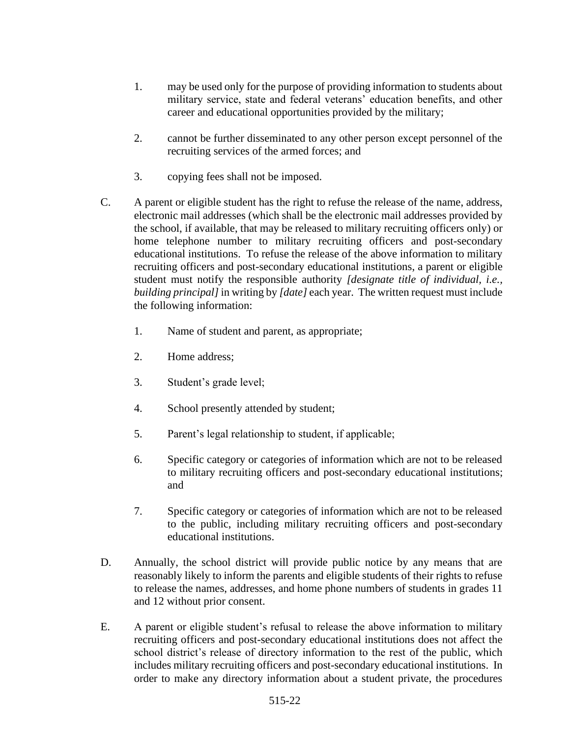1. may be used only for the purpose of providing information to students about military service, state and federal veterans' education benefits, and other career and educational opportunities provided by the military;

2. cannot be further disseminated to any other person except personnel of the recruiting services of the armed forces; and

3. copying fees shall not be imposed.

C. A parent or eligible student has the right to refuse the release of the name, address, electronic mail addresses (which shall be the electronic mail addresses provided by the school, if available, that may be released to military recruiting officers only) or home telephone number to military recruiting officers and post-secondary educational institutions. To refuse the release of the above information to military recruiting officers and post-secondary educational institutions, a parent or eligible student must notify the responsible authority *[designate title of individual, i.e., building principal]* in writing by *[date]* each year. The written request must include the following information:

   1. Name of student and parent, as appropriate;

   2. Home address;

   3. Student's grade level;

   4. School presently attended by student;

   5. Parent's legal relationship to student, if applicable;

   6. Specific category or categories of information which are not to be released to military recruiting officers and post-secondary educational institutions; and

   7. Specific category or categories of information which are not to be released to the public, including military recruiting officers and post-secondary educational institutions.

D. Annually, the school district will provide public notice by any means that are reasonably likely to inform the parents and eligible students of their rights to refuse to release the names, addresses, and home phone numbers of students in grades 11 and 12 without prior consent.

E. A parent or eligible student's refusal to release the above information to military recruiting officers and post-secondary educational institutions does not affect the school district's release of directory information to the rest of the public, which includes military recruiting officers and post-secondary educational institutions. In order to make any directory information about a student private, the procedures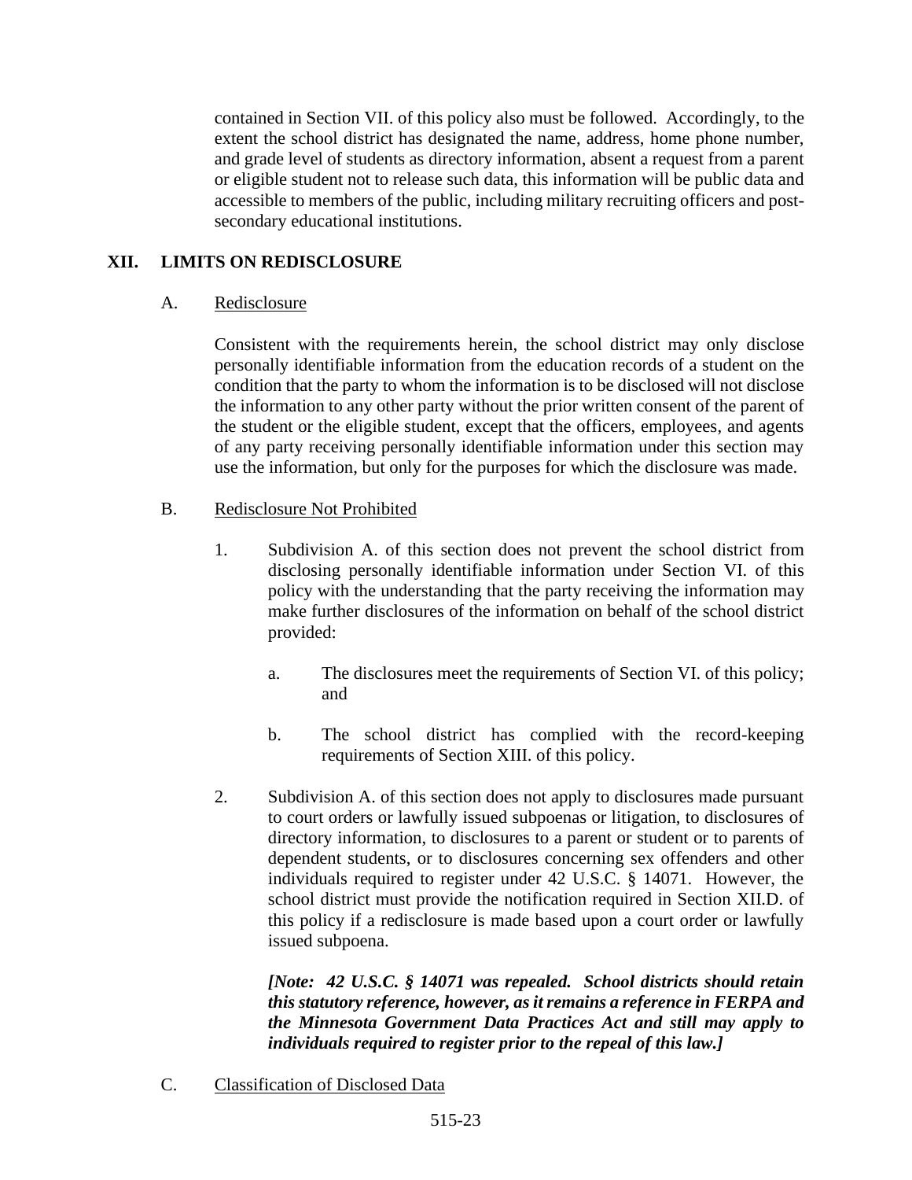contained in Section VII. of this policy also must be followed. Accordingly, to the extent the school district has designated the name, address, home phone number, and grade level of students as directory information, absent a request from a parent or eligible student not to release such data, this information will be public data and accessible to members of the public, including military recruiting officers and post-secondary educational institutions.

## XII. LIMITS ON REDISCLOSURE

### A. Redisclosure

Consistent with the requirements herein, the school district may only disclose personally identifiable information from the education records of a student on the condition that the party to whom the information is to be disclosed will not disclose the information to any other party without the prior written consent of the parent of the student or the eligible student, except that the officers, employees, and agents of any party receiving personally identifiable information under this section may use the information, but only for the purposes for which the disclosure was made.

### B. Redisclosure Not Prohibited

1. Subdivision A. of this section does not prevent the school district from disclosing personally identifiable information under Section VI. of this policy with the understanding that the party receiving the information may make further disclosures of the information on behalf of the school district provided:

   a. The disclosures meet the requirements of Section VI. of this policy; and

   b. The school district has complied with the record-keeping requirements of Section XIII. of this policy.

2. Subdivision A. of this section does not apply to disclosures made pursuant to court orders or lawfully issued subpoenas or litigation, to disclosures of directory information, to disclosures to a parent or student or to parents of dependent students, or to disclosures concerning sex offenders and other individuals required to register under 42 U.S.C. § 14071. However, the school district must provide the notification required in Section XII.D. of this policy if a redisclosure is made based upon a court order or lawfully issued subpoena.

   ***[Note: 42 U.S.C. § 14071 was repealed. School districts should retain this statutory reference, however, as it remains a reference in FERPA and the Minnesota Government Data Practices Act and still may apply to individuals required to register prior to the repeal of this law.]***

### C. Classification of Disclosed Data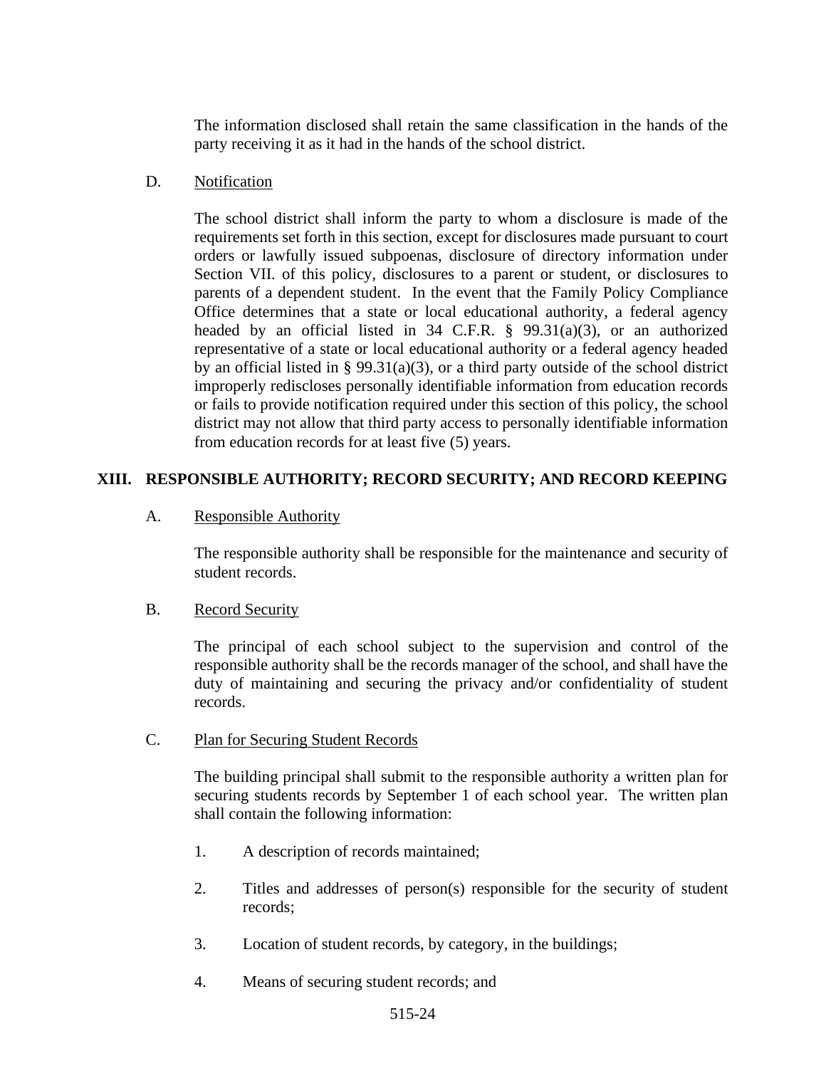The information disclosed shall retain the same classification in the hands of the party receiving it as it had in the hands of the school district.

D. Notification

The school district shall inform the party to whom a disclosure is made of the requirements set forth in this section, except for disclosures made pursuant to court orders or lawfully issued subpoenas, disclosure of directory information under Section VII. of this policy, disclosures to a parent or student, or disclosures to parents of a dependent student. In the event that the Family Policy Compliance Office determines that a state or local educational authority, a federal agency headed by an official listed in 34 C.F.R. § 99.31(a)(3), or an authorized representative of a state or local educational authority or a federal agency headed by an official listed in § 99.31(a)(3), or a third party outside of the school district improperly rediscloses personally identifiable information from education records or fails to provide notification required under this section of this policy, the school district may not allow that third party access to personally identifiable information from education records for at least five (5) years.

## XIII. RESPONSIBLE AUTHORITY; RECORD SECURITY; AND RECORD KEEPING

A. Responsible Authority

The responsible authority shall be responsible for the maintenance and security of student records.

B. Record Security

The principal of each school subject to the supervision and control of the responsible authority shall be the records manager of the school, and shall have the duty of maintaining and securing the privacy and/or confidentiality of student records.

C. Plan for Securing Student Records

The building principal shall submit to the responsible authority a written plan for securing students records by September 1 of each school year. The written plan shall contain the following information:

1. A description of records maintained;

2. Titles and addresses of person(s) responsible for the security of student records;

3. Location of student records, by category, in the buildings;

4. Means of securing student records; and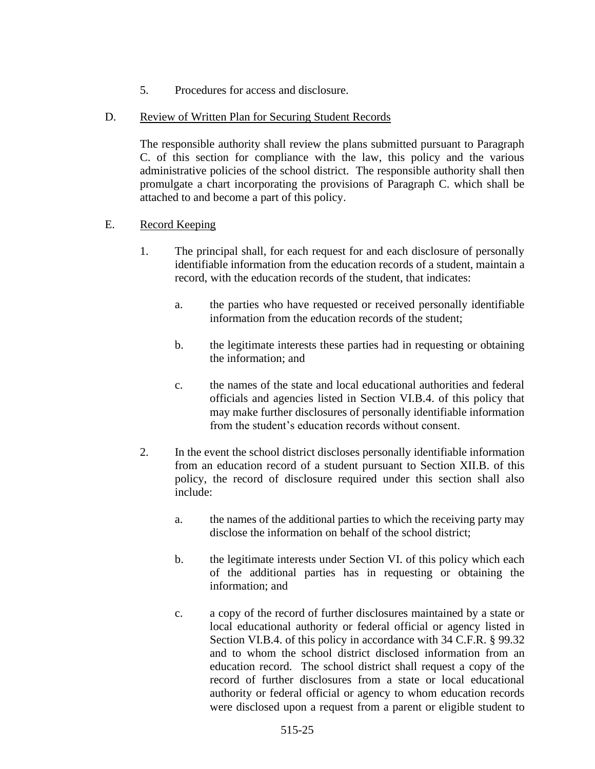5. Procedures for access and disclosure.

D. Review of Written Plan for Securing Student Records

The responsible authority shall review the plans submitted pursuant to Paragraph C. of this section for compliance with the law, this policy and the various administrative policies of the school district. The responsible authority shall then promulgate a chart incorporating the provisions of Paragraph C. which shall be attached to and become a part of this policy.

E. Record Keeping

1. The principal shall, for each request for and each disclosure of personally identifiable information from the education records of a student, maintain a record, with the education records of the student, that indicates:

   a. the parties who have requested or received personally identifiable information from the education records of the student;

   b. the legitimate interests these parties had in requesting or obtaining the information; and

   c. the names of the state and local educational authorities and federal officials and agencies listed in Section VI.B.4. of this policy that may make further disclosures of personally identifiable information from the student's education records without consent.

2. In the event the school district discloses personally identifiable information from an education record of a student pursuant to Section XII.B. of this policy, the record of disclosure required under this section shall also include:

   a. the names of the additional parties to which the receiving party may disclose the information on behalf of the school district;

   b. the legitimate interests under Section VI. of this policy which each of the additional parties has in requesting or obtaining the information; and

   c. a copy of the record of further disclosures maintained by a state or local educational authority or federal official or agency listed in Section VI.B.4. of this policy in accordance with 34 C.F.R. § 99.32 and to whom the school district disclosed information from an education record. The school district shall request a copy of the record of further disclosures from a state or local educational authority or federal official or agency to whom education records were disclosed upon a request from a parent or eligible student to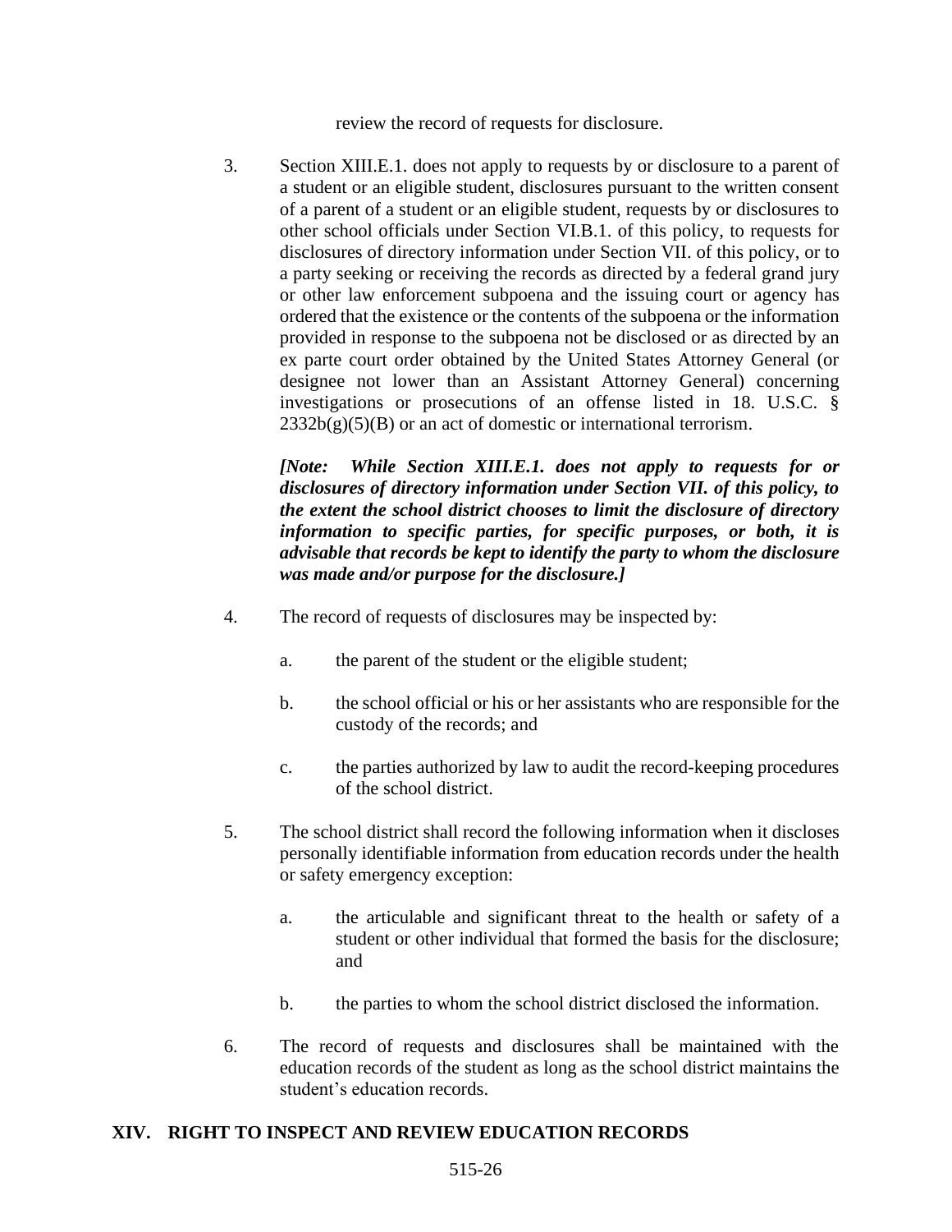review the record of requests for disclosure.

3. Section XIII.E.1. does not apply to requests by or disclosure to a parent of a student or an eligible student, disclosures pursuant to the written consent of a parent of a student or an eligible student, requests by or disclosures to other school officials under Section VI.B.1. of this policy, to requests for disclosures of directory information under Section VII. of this policy, or to a party seeking or receiving the records as directed by a federal grand jury or other law enforcement subpoena and the issuing court or agency has ordered that the existence or the contents of the subpoena or the information provided in response to the subpoena not be disclosed or as directed by an ex parte court order obtained by the United States Attorney General (or designee not lower than an Assistant Attorney General) concerning investigations or prosecutions of an offense listed in 18. U.S.C. § 2332b(g)(5)(B) or an act of domestic or international terrorism.

   ***[Note: While Section XIII.E.1. does not apply to requests for or disclosures of directory information under Section VII. of this policy, to the extent the school district chooses to limit the disclosure of directory information to specific parties, for specific purposes, or both, it is advisable that records be kept to identify the party to whom the disclosure was made and/or purpose for the disclosure.]***

4. The record of requests of disclosures may be inspected by:

   a. the parent of the student or the eligible student;

   b. the school official or his or her assistants who are responsible for the custody of the records; and

   c. the parties authorized by law to audit the record-keeping procedures of the school district.

5. The school district shall record the following information when it discloses personally identifiable information from education records under the health or safety emergency exception:

   a. the articulable and significant threat to the health or safety of a student or other individual that formed the basis for the disclosure; and

   b. the parties to whom the school district disclosed the information.

6. The record of requests and disclosures shall be maintained with the education records of the student as long as the school district maintains the student's education records.

## XIV. RIGHT TO INSPECT AND REVIEW EDUCATION RECORDS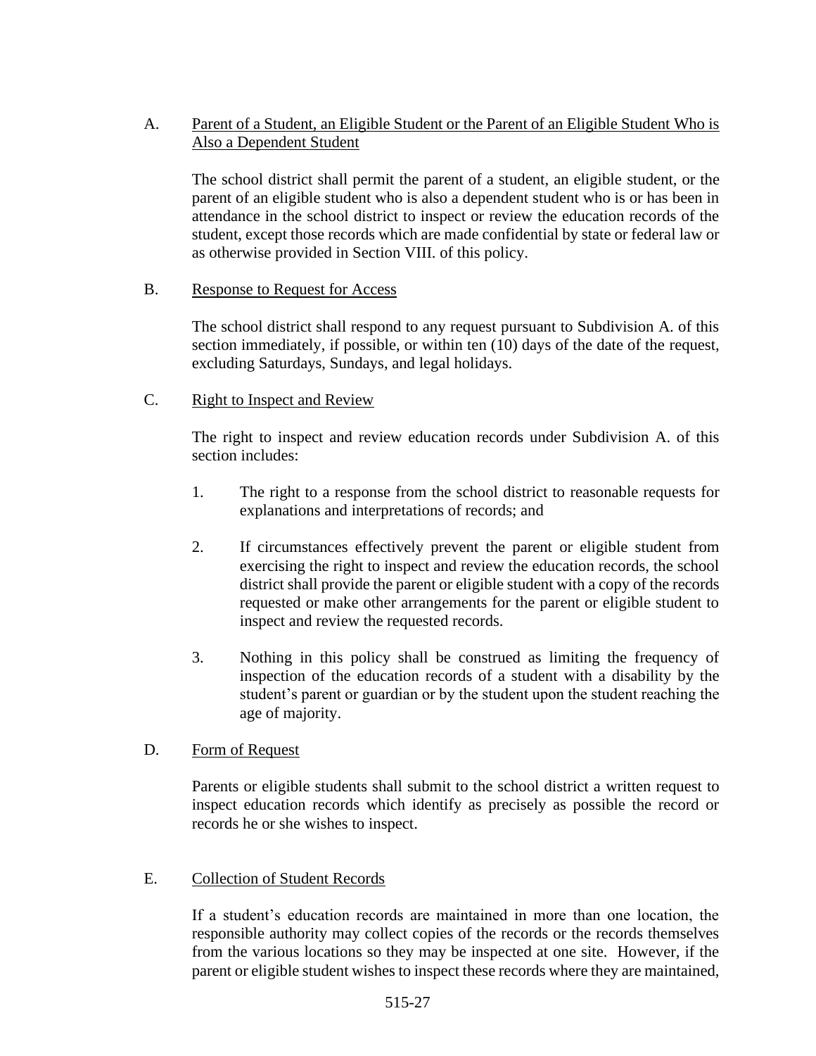A. <u>Parent of a Student, an Eligible Student or the Parent of an Eligible Student Who is Also a Dependent Student</u>

   The school district shall permit the parent of a student, an eligible student, or the parent of an eligible student who is also a dependent student who is or has been in attendance in the school district to inspect or review the education records of the student, except those records which are made confidential by state or federal law or as otherwise provided in Section VIII. of this policy.

B. <u>Response to Request for Access</u>

   The school district shall respond to any request pursuant to Subdivision A. of this section immediately, if possible, or within ten (10) days of the date of the request, excluding Saturdays, Sundays, and legal holidays.

C. <u>Right to Inspect and Review</u>

   The right to inspect and review education records under Subdivision A. of this section includes:

   1. The right to a response from the school district to reasonable requests for explanations and interpretations of records; and

   2. If circumstances effectively prevent the parent or eligible student from exercising the right to inspect and review the education records, the school district shall provide the parent or eligible student with a copy of the records requested or make other arrangements for the parent or eligible student to inspect and review the requested records.

   3. Nothing in this policy shall be construed as limiting the frequency of inspection of the education records of a student with a disability by the student's parent or guardian or by the student upon the student reaching the age of majority.

D. <u>Form of Request</u>

   Parents or eligible students shall submit to the school district a written request to inspect education records which identify as precisely as possible the record or records he or she wishes to inspect.

E. <u>Collection of Student Records</u>

   If a student's education records are maintained in more than one location, the responsible authority may collect copies of the records or the records themselves from the various locations so they may be inspected at one site. However, if the parent or eligible student wishes to inspect these records where they are maintained,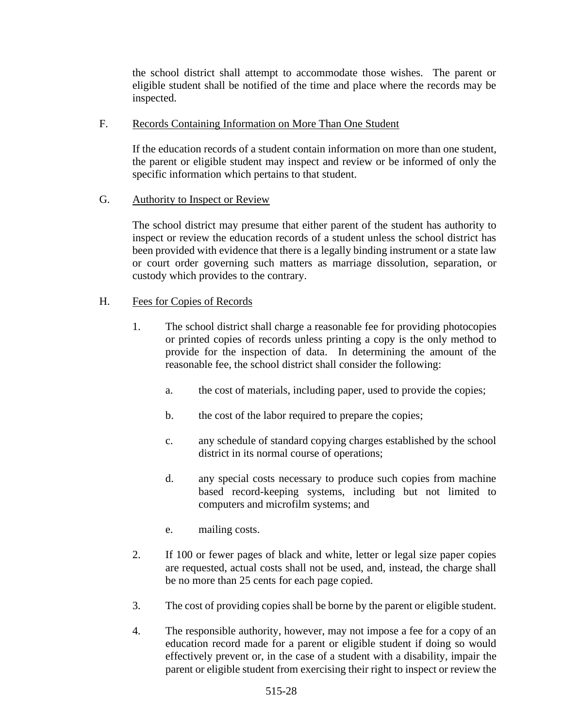the school district shall attempt to accommodate those wishes. The parent or eligible student shall be notified of the time and place where the records may be inspected.

F. Records Containing Information on More Than One Student

If the education records of a student contain information on more than one student, the parent or eligible student may inspect and review or be informed of only the specific information which pertains to that student.

G. Authority to Inspect or Review

The school district may presume that either parent of the student has authority to inspect or review the education records of a student unless the school district has been provided with evidence that there is a legally binding instrument or a state law or court order governing such matters as marriage dissolution, separation, or custody which provides to the contrary.

H. Fees for Copies of Records

1. The school district shall charge a reasonable fee for providing photocopies or printed copies of records unless printing a copy is the only method to provide for the inspection of data. In determining the amount of the reasonable fee, the school district shall consider the following:

   a. the cost of materials, including paper, used to provide the copies;

   b. the cost of the labor required to prepare the copies;

   c. any schedule of standard copying charges established by the school district in its normal course of operations;

   d. any special costs necessary to produce such copies from machine based record-keeping systems, including but not limited to computers and microfilm systems; and

   e. mailing costs.

2. If 100 or fewer pages of black and white, letter or legal size paper copies are requested, actual costs shall not be used, and, instead, the charge shall be no more than 25 cents for each page copied.

3. The cost of providing copies shall be borne by the parent or eligible student.

4. The responsible authority, however, may not impose a fee for a copy of an education record made for a parent or eligible student if doing so would effectively prevent or, in the case of a student with a disability, impair the parent or eligible student from exercising their right to inspect or review the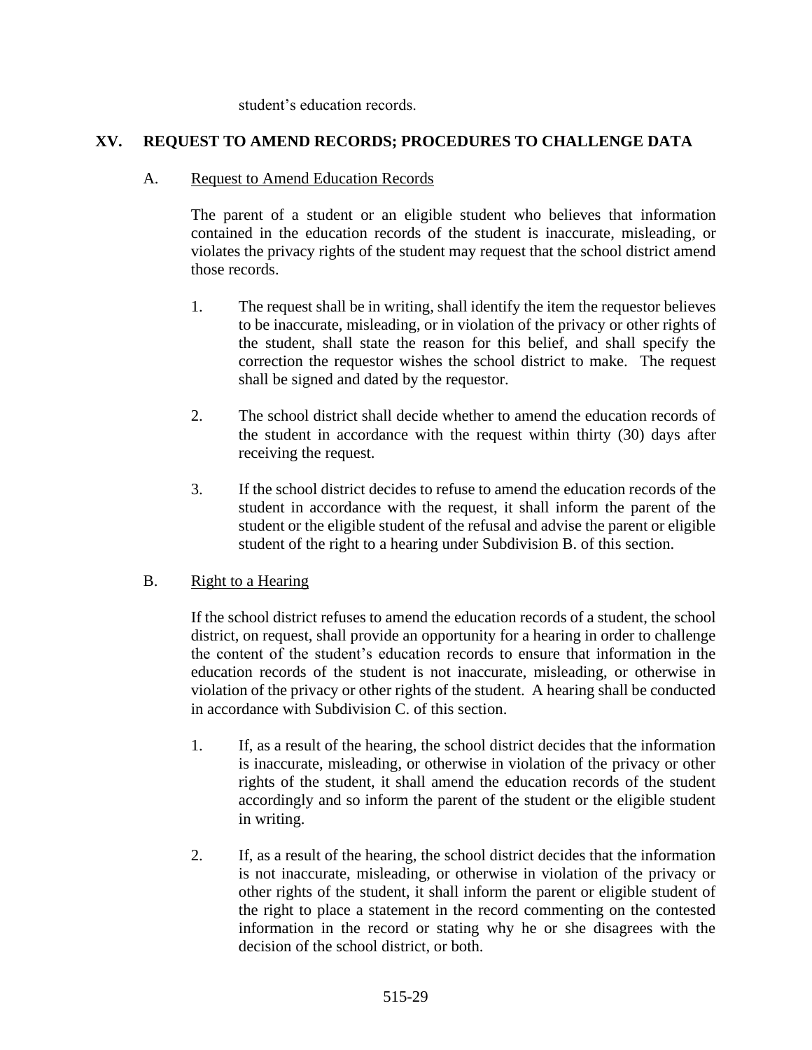student's education records.

## XV. REQUEST TO AMEND RECORDS; PROCEDURES TO CHALLENGE DATA

### A. Request to Amend Education Records

The parent of a student or an eligible student who believes that information contained in the education records of the student is inaccurate, misleading, or violates the privacy rights of the student may request that the school district amend those records.

1. The request shall be in writing, shall identify the item the requestor believes to be inaccurate, misleading, or in violation of the privacy or other rights of the student, shall state the reason for this belief, and shall specify the correction the requestor wishes the school district to make. The request shall be signed and dated by the requestor.

2. The school district shall decide whether to amend the education records of the student in accordance with the request within thirty (30) days after receiving the request.

3. If the school district decides to refuse to amend the education records of the student in accordance with the request, it shall inform the parent of the student or the eligible student of the refusal and advise the parent or eligible student of the right to a hearing under Subdivision B. of this section.

### B. Right to a Hearing

If the school district refuses to amend the education records of a student, the school district, on request, shall provide an opportunity for a hearing in order to challenge the content of the student's education records to ensure that information in the education records of the student is not inaccurate, misleading, or otherwise in violation of the privacy or other rights of the student. A hearing shall be conducted in accordance with Subdivision C. of this section.

1. If, as a result of the hearing, the school district decides that the information is inaccurate, misleading, or otherwise in violation of the privacy or other rights of the student, it shall amend the education records of the student accordingly and so inform the parent of the student or the eligible student in writing.

2. If, as a result of the hearing, the school district decides that the information is not inaccurate, misleading, or otherwise in violation of the privacy or other rights of the student, it shall inform the parent or eligible student of the right to place a statement in the record commenting on the contested information in the record or stating why he or she disagrees with the decision of the school district, or both.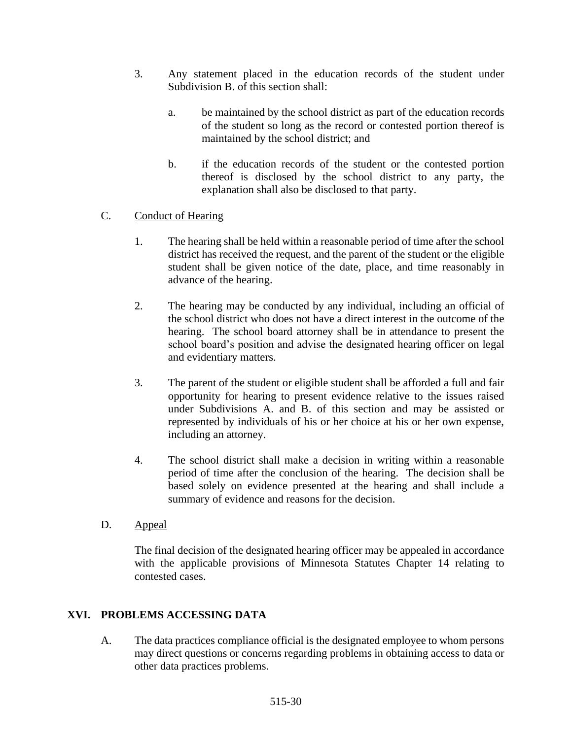3. Any statement placed in the education records of the student under Subdivision B. of this section shall:

   a. be maintained by the school district as part of the education records of the student so long as the record or contested portion thereof is maintained by the school district; and

   b. if the education records of the student or the contested portion thereof is disclosed by the school district to any party, the explanation shall also be disclosed to that party.

C. Conduct of Hearing

1. The hearing shall be held within a reasonable period of time after the school district has received the request, and the parent of the student or the eligible student shall be given notice of the date, place, and time reasonably in advance of the hearing.

2. The hearing may be conducted by any individual, including an official of the school district who does not have a direct interest in the outcome of the hearing. The school board attorney shall be in attendance to present the school board's position and advise the designated hearing officer on legal and evidentiary matters.

3. The parent of the student or eligible student shall be afforded a full and fair opportunity for hearing to present evidence relative to the issues raised under Subdivisions A. and B. of this section and may be assisted or represented by individuals of his or her choice at his or her own expense, including an attorney.

4. The school district shall make a decision in writing within a reasonable period of time after the conclusion of the hearing. The decision shall be based solely on evidence presented at the hearing and shall include a summary of evidence and reasons for the decision.

D. Appeal

The final decision of the designated hearing officer may be appealed in accordance with the applicable provisions of Minnesota Statutes Chapter 14 relating to contested cases.

## XVI. PROBLEMS ACCESSING DATA

A. The data practices compliance official is the designated employee to whom persons may direct questions or concerns regarding problems in obtaining access to data or other data practices problems.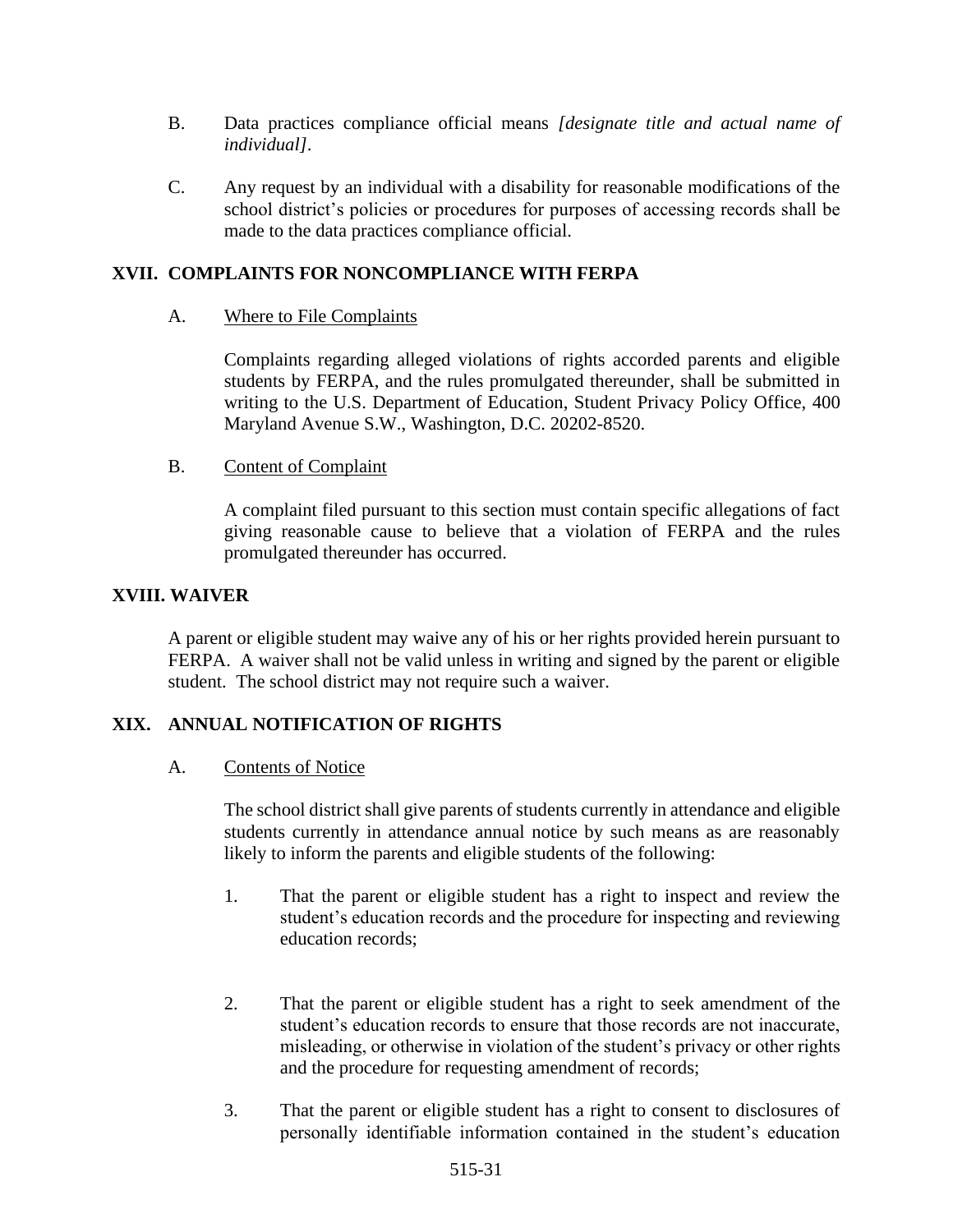B. Data practices compliance official means *[designate title and actual name of individual]*.

C. Any request by an individual with a disability for reasonable modifications of the school district's policies or procedures for purposes of accessing records shall be made to the data practices compliance official.

## XVII. COMPLAINTS FOR NONCOMPLIANCE WITH FERPA

A. Where to File Complaints

Complaints regarding alleged violations of rights accorded parents and eligible students by FERPA, and the rules promulgated thereunder, shall be submitted in writing to the U.S. Department of Education, Student Privacy Policy Office, 400 Maryland Avenue S.W., Washington, D.C. 20202-8520.

B. Content of Complaint

A complaint filed pursuant to this section must contain specific allegations of fact giving reasonable cause to believe that a violation of FERPA and the rules promulgated thereunder has occurred.

## XVIII. WAIVER

A parent or eligible student may waive any of his or her rights provided herein pursuant to FERPA. A waiver shall not be valid unless in writing and signed by the parent or eligible student. The school district may not require such a waiver.

## XIX. ANNUAL NOTIFICATION OF RIGHTS

A. Contents of Notice

The school district shall give parents of students currently in attendance and eligible students currently in attendance annual notice by such means as are reasonably likely to inform the parents and eligible students of the following:

1. That the parent or eligible student has a right to inspect and review the student's education records and the procedure for inspecting and reviewing education records;

2. That the parent or eligible student has a right to seek amendment of the student's education records to ensure that those records are not inaccurate, misleading, or otherwise in violation of the student's privacy or other rights and the procedure for requesting amendment of records;

3. That the parent or eligible student has a right to consent to disclosures of personally identifiable information contained in the student's education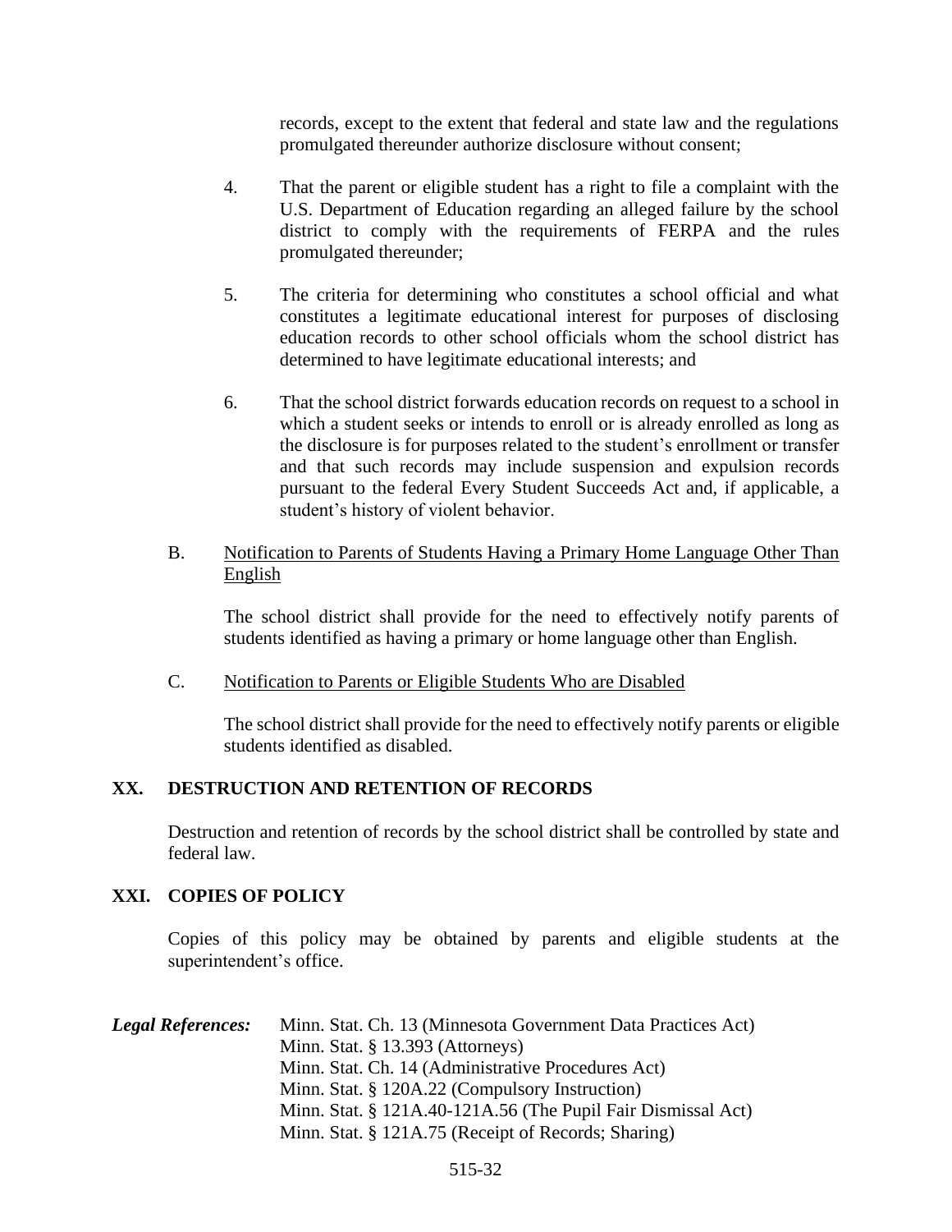records, except to the extent that federal and state law and the regulations promulgated thereunder authorize disclosure without consent;

4. That the parent or eligible student has a right to file a complaint with the U.S. Department of Education regarding an alleged failure by the school district to comply with the requirements of FERPA and the rules promulgated thereunder;

5. The criteria for determining who constitutes a school official and what constitutes a legitimate educational interest for purposes of disclosing education records to other school officials whom the school district has determined to have legitimate educational interests; and

6. That the school district forwards education records on request to a school in which a student seeks or intends to enroll or is already enrolled as long as the disclosure is for purposes related to the student's enrollment or transfer and that such records may include suspension and expulsion records pursuant to the federal Every Student Succeeds Act and, if applicable, a student's history of violent behavior.

B. Notification to Parents of Students Having a Primary Home Language Other Than English

The school district shall provide for the need to effectively notify parents of students identified as having a primary or home language other than English.

C. Notification to Parents or Eligible Students Who are Disabled

The school district shall provide for the need to effectively notify parents or eligible students identified as disabled.

## XX. DESTRUCTION AND RETENTION OF RECORDS

Destruction and retention of records by the school district shall be controlled by state and federal law.

## XXI. COPIES OF POLICY

Copies of this policy may be obtained by parents and eligible students at the superintendent's office.

***Legal References:***

Minn. Stat. Ch. 13 (Minnesota Government Data Practices Act)
Minn. Stat. § 13.393 (Attorneys)
Minn. Stat. Ch. 14 (Administrative Procedures Act)
Minn. Stat. § 120A.22 (Compulsory Instruction)
Minn. Stat. § 121A.40-121A.56 (The Pupil Fair Dismissal Act)
Minn. Stat. § 121A.75 (Receipt of Records; Sharing)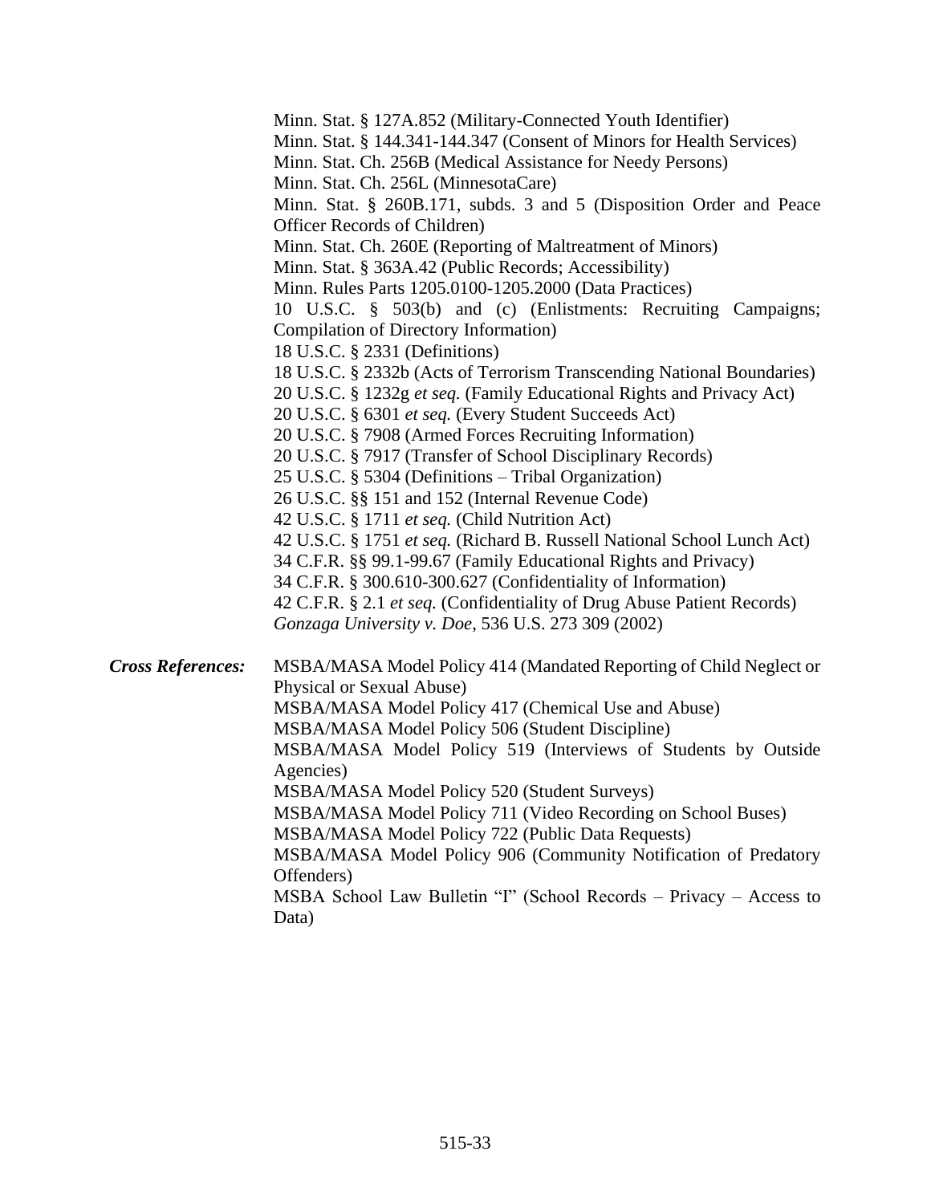Minn. Stat. § 127A.852 (Military-Connected Youth Identifier)
Minn. Stat. § 144.341-144.347 (Consent of Minors for Health Services)
Minn. Stat. Ch. 256B (Medical Assistance for Needy Persons)
Minn. Stat. Ch. 256L (MinnesotaCare)
Minn. Stat. § 260B.171, subds. 3 and 5 (Disposition Order and Peace Officer Records of Children)
Minn. Stat. Ch. 260E (Reporting of Maltreatment of Minors)
Minn. Stat. § 363A.42 (Public Records; Accessibility)
Minn. Rules Parts 1205.0100-1205.2000 (Data Practices)
10 U.S.C. § 503(b) and (c) (Enlistments: Recruiting Campaigns; Compilation of Directory Information)
18 U.S.C. § 2331 (Definitions)
18 U.S.C. § 2332b (Acts of Terrorism Transcending National Boundaries)
20 U.S.C. § 1232g *et seq.* (Family Educational Rights and Privacy Act)
20 U.S.C. § 6301 *et seq.* (Every Student Succeeds Act)
20 U.S.C. § 7908 (Armed Forces Recruiting Information)
20 U.S.C. § 7917 (Transfer of School Disciplinary Records)
25 U.S.C. § 5304 (Definitions – Tribal Organization)
26 U.S.C. §§ 151 and 152 (Internal Revenue Code)
42 U.S.C. § 1711 *et seq.* (Child Nutrition Act)
42 U.S.C. § 1751 *et seq.* (Richard B. Russell National School Lunch Act)
34 C.F.R. §§ 99.1-99.67 (Family Educational Rights and Privacy)
34 C.F.R. § 300.610-300.627 (Confidentiality of Information)
42 C.F.R. § 2.1 *et seq.* (Confidentiality of Drug Abuse Patient Records)
*Gonzaga University v. Doe*, 536 U.S. 273 309 (2002)

***Cross References:***
MSBA/MASA Model Policy 414 (Mandated Reporting of Child Neglect or Physical or Sexual Abuse)
MSBA/MASA Model Policy 417 (Chemical Use and Abuse)
MSBA/MASA Model Policy 506 (Student Discipline)
MSBA/MASA Model Policy 519 (Interviews of Students by Outside Agencies)
MSBA/MASA Model Policy 520 (Student Surveys)
MSBA/MASA Model Policy 711 (Video Recording on School Buses)
MSBA/MASA Model Policy 722 (Public Data Requests)
MSBA/MASA Model Policy 906 (Community Notification of Predatory Offenders)
MSBA School Law Bulletin "I" (School Records – Privacy – Access to Data)